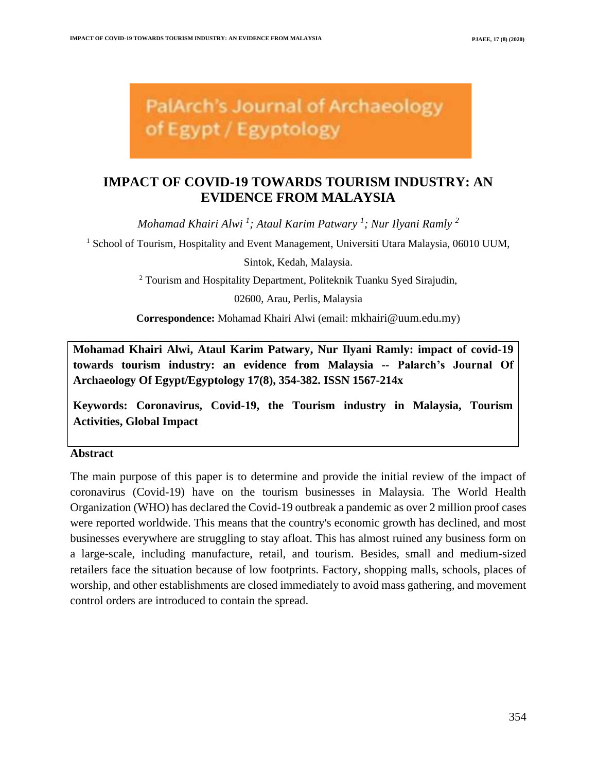PalArch's Journal of Archaeology of Egypt / Egyptology

# IMPACT OF COVID-19 TOWARDS TOURISM INDUSTRY: AN EVIDENCE FROM MALAYSIA

*Mohamad Khairi Alwi [1]; Ataul Karim Patwary [1]; Nur Ilyani Ramly [2]*

[1] School of Tourism, Hospitality and Event Management, Universiti Utara Malaysia, 06010 UUM, Sintok, Kedah, Malaysia.

[2] Tourism and Hospitality Department, Politeknik Tuanku Syed Sirajudin, 02600, Arau, Perlis, Malaysia

**Correspondence:** Mohamad Khairi Alwi (email: mkhairi@uum.edu.my)

**Mohamad Khairi Alwi, Ataul Karim Patwary, Nur Ilyani Ramly: impact of covid-19 towards tourism industry: an evidence from Malaysia -- Palarch's Journal Of Archaeology Of Egypt/Egyptology 17(8), 354-382. ISSN 1567-214x**

**Keywords: Coronavirus, Covid-19, the Tourism industry in Malaysia, Tourism Activities, Global Impact**

## Abstract

The main purpose of this paper is to determine and provide the initial review of the impact of coronavirus (Covid-19) have on the tourism businesses in Malaysia. The World Health Organization (WHO) has declared the Covid-19 outbreak a pandemic as over 2 million proof cases were reported worldwide. This means that the country's economic growth has declined, and most businesses everywhere are struggling to stay afloat. This has almost ruined any business form on a large-scale, including manufacture, retail, and tourism. Besides, small and medium-sized retailers face the situation because of low footprints. Factory, shopping malls, schools, places of worship, and other establishments are closed immediately to avoid mass gathering, and movement control orders are introduced to contain the spread.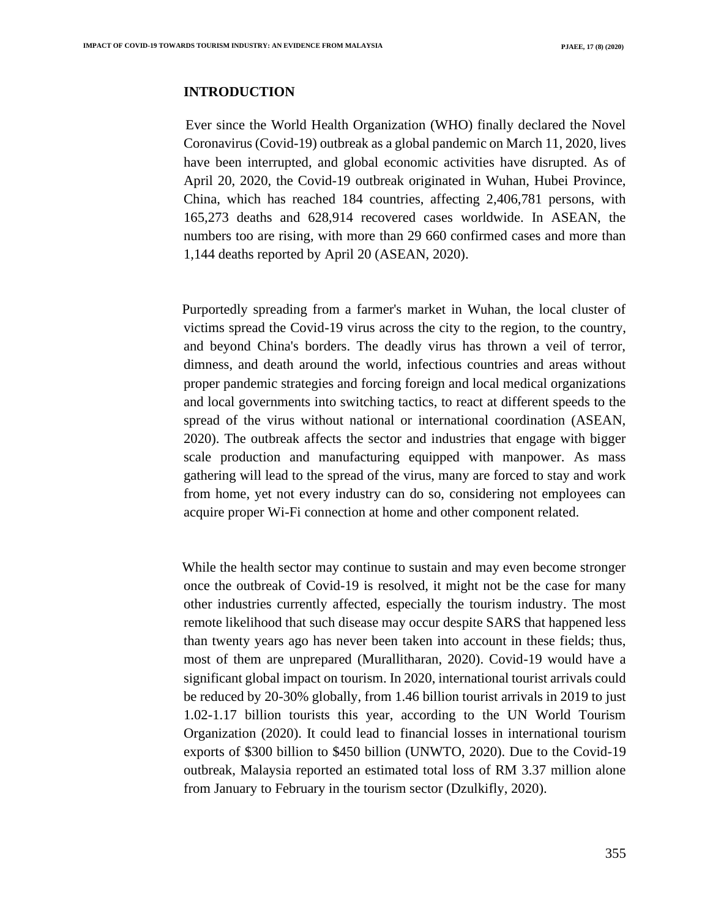## INTRODUCTION

Ever since the World Health Organization (WHO) finally declared the Novel Coronavirus (Covid-19) outbreak as a global pandemic on March 11, 2020, lives have been interrupted, and global economic activities have disrupted. As of April 20, 2020, the Covid-19 outbreak originated in Wuhan, Hubei Province, China, which has reached 184 countries, affecting 2,406,781 persons, with 165,273 deaths and 628,914 recovered cases worldwide. In ASEAN, the numbers too are rising, with more than 29 660 confirmed cases and more than 1,144 deaths reported by April 20 (ASEAN, 2020).

Purportedly spreading from a farmer's market in Wuhan, the local cluster of victims spread the Covid-19 virus across the city to the region, to the country, and beyond China's borders. The deadly virus has thrown a veil of terror, dimness, and death around the world, infectious countries and areas without proper pandemic strategies and forcing foreign and local medical organizations and local governments into switching tactics, to react at different speeds to the spread of the virus without national or international coordination (ASEAN, 2020). The outbreak affects the sector and industries that engage with bigger scale production and manufacturing equipped with manpower. As mass gathering will lead to the spread of the virus, many are forced to stay and work from home, yet not every industry can do so, considering not employees can acquire proper Wi-Fi connection at home and other component related.

While the health sector may continue to sustain and may even become stronger once the outbreak of Covid-19 is resolved, it might not be the case for many other industries currently affected, especially the tourism industry. The most remote likelihood that such disease may occur despite SARS that happened less than twenty years ago has never been taken into account in these fields; thus, most of them are unprepared (Murallitharan, 2020). Covid-19 would have a significant global impact on tourism. In 2020, international tourist arrivals could be reduced by 20-30% globally, from 1.46 billion tourist arrivals in 2019 to just 1.02-1.17 billion tourists this year, according to the UN World Tourism Organization (2020). It could lead to financial losses in international tourism exports of $300 billion to $450 billion (UNWTO, 2020). Due to the Covid-19 outbreak, Malaysia reported an estimated total loss of RM 3.37 million alone from January to February in the tourism sector (Dzulkifly, 2020).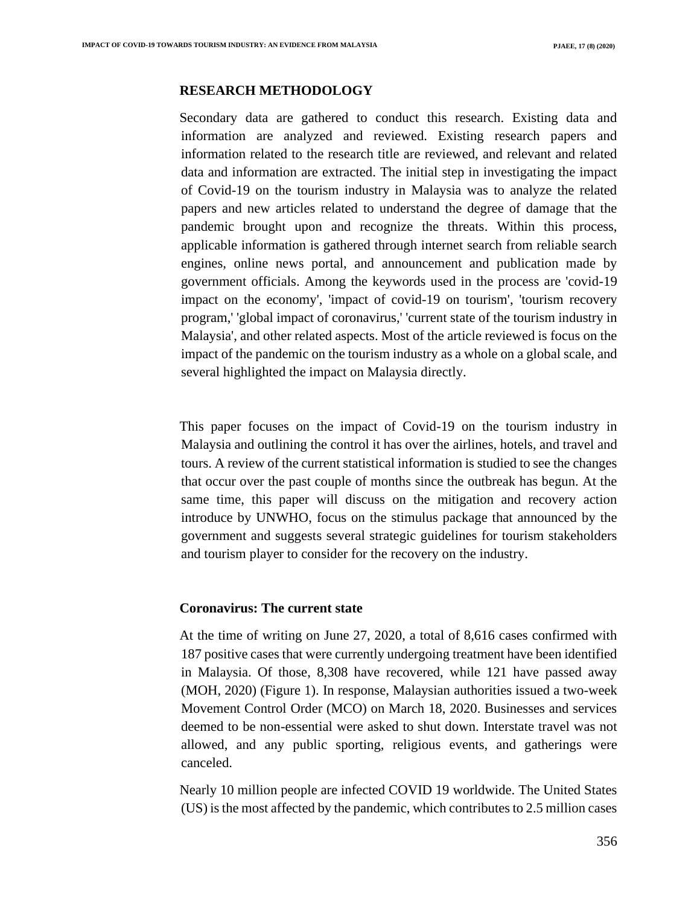## RESEARCH METHODOLOGY

Secondary data are gathered to conduct this research. Existing data and information are analyzed and reviewed. Existing research papers and information related to the research title are reviewed, and relevant and related data and information are extracted. The initial step in investigating the impact of Covid-19 on the tourism industry in Malaysia was to analyze the related papers and new articles related to understand the degree of damage that the pandemic brought upon and recognize the threats. Within this process, applicable information is gathered through internet search from reliable search engines, online news portal, and announcement and publication made by government officials. Among the keywords used in the process are 'covid-19 impact on the economy', 'impact of covid-19 on tourism', 'tourism recovery program,' 'global impact of coronavirus,' 'current state of the tourism industry in Malaysia', and other related aspects. Most of the article reviewed is focus on the impact of the pandemic on the tourism industry as a whole on a global scale, and several highlighted the impact on Malaysia directly.

This paper focuses on the impact of Covid-19 on the tourism industry in Malaysia and outlining the control it has over the airlines, hotels, and travel and tours. A review of the current statistical information is studied to see the changes that occur over the past couple of months since the outbreak has begun. At the same time, this paper will discuss on the mitigation and recovery action introduce by UNWHO, focus on the stimulus package that announced by the government and suggests several strategic guidelines for tourism stakeholders and tourism player to consider for the recovery on the industry.

### Coronavirus: The current state

At the time of writing on June 27, 2020, a total of 8,616 cases confirmed with 187 positive cases that were currently undergoing treatment have been identified in Malaysia. Of those, 8,308 have recovered, while 121 have passed away (MOH, 2020) (Figure 1). In response, Malaysian authorities issued a two-week Movement Control Order (MCO) on March 18, 2020. Businesses and services deemed to be non-essential were asked to shut down. Interstate travel was not allowed, and any public sporting, religious events, and gatherings were canceled.

Nearly 10 million people are infected COVID 19 worldwide. The United States (US) is the most affected by the pandemic, which contributes to 2.5 million cases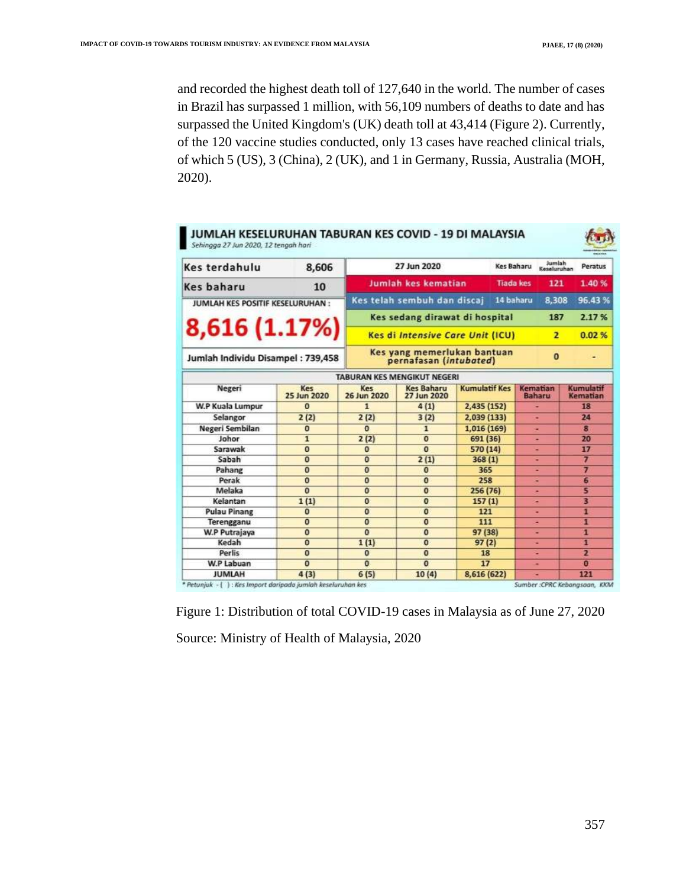and recorded the highest death toll of 127,640 in the world. The number of cases in Brazil has surpassed 1 million, with 56,109 numbers of deaths to date and has surpassed the United Kingdom's (UK) death toll at 43,414 (Figure 2). Currently, of the 120 vaccine studies conducted, only 13 cases have reached clinical trials, of which 5 (US), 3 (China), 2 (UK), and 1 in Germany, Russia, Australia (MOH, 2020).

**JUMLAH KESELURUHAN TABURAN KES COVID - 19 DI MALAYSIA**

*Sehingga 27 Jun 2020, 12 tengah hari*

| Kes terdahulu | 8,606 |
|---|---|
| Kes baharu | 10 |
| JUMLAH KES POSITIF KESELURUHAN : | 8,616 (1.17%) |
| Jumlah Individu Disampel : 739,458 | |

| 27 Jun 2020 | Kes Baharu | Jumlah Keseluruhan | Peratus |
|---|---|---|---|
| Jumlah kes kematian | Tiada kes | 121 | 1.40 % |
| Kes telah sembuh dan discaj | 14 baharu | 8,308 | 96.43 % |
| Kes sedang dirawat di hospital | | 187 | 2.17 % |
| Kes di *Intensive Care Unit* (ICU) | | 2 | 0.02 % |
| Kes yang memerlukan bantuan pernafasan (*intubated*) | | 0 | - |

**TABURAN KES MENGIKUT NEGERI**

| Negeri | Kes 25 Jun 2020 | Kes 26 Jun 2020 | Kes Baharu 27 Jun 2020 | Kumulatif Kes | Kematian Baharu | Kumulatif Kematian |
|---|---|---|---|---|---|---|
| W.P Kuala Lumpur | 0 | 1 | 4 (1) | 2,435 (152) | - | 18 |
| Selangor | 2 (2) | 2 (2) | 3 (2) | 2,039 (133) | - | 24 |
| Negeri Sembilan | 0 | 0 | 1 | 1,016 (169) | - | 8 |
| Johor | 1 | 2 (2) | 0 | 691 (36) | - | 20 |
| Sarawak | 0 | 0 | 0 | 570 (14) | - | 17 |
| Sabah | 0 | 0 | 2 (1) | 368 (1) | - | 7 |
| Pahang | 0 | 0 | 0 | 365 | - | 7 |
| Perak | 0 | 0 | 0 | 258 | - | 6 |
| Melaka | 0 | 0 | 0 | 256 (76) | - | 5 |
| Kelantan | 1 (1) | 0 | 0 | 157 (1) | - | 3 |
| Pulau Pinang | 0 | 0 | 0 | 121 | - | 1 |
| Terengganu | 0 | 0 | 0 | 111 | - | 1 |
| W.P Putrajaya | 0 | 0 | 0 | 97 (38) | - | 1 |
| Kedah | 0 | 1 (1) | 0 | 97 (2) | - | 1 |
| Perlis | 0 | 0 | 0 | 18 | - | 2 |
| W.P Labuan | 0 | 0 | 0 | 17 | - | 0 |
| JUMLAH | 4 (3) | 6 (5) | 10 (4) | 8,616 (622) | - | 121 |

*\* Petunjuk - ( ) : Kes Import daripada jumlah keseluruhan kes*

*Sumber :CPRC Kebangsaan, KKM*

Figure 1: Distribution of total COVID-19 cases in Malaysia as of June 27, 2020

Source: Ministry of Health of Malaysia, 2020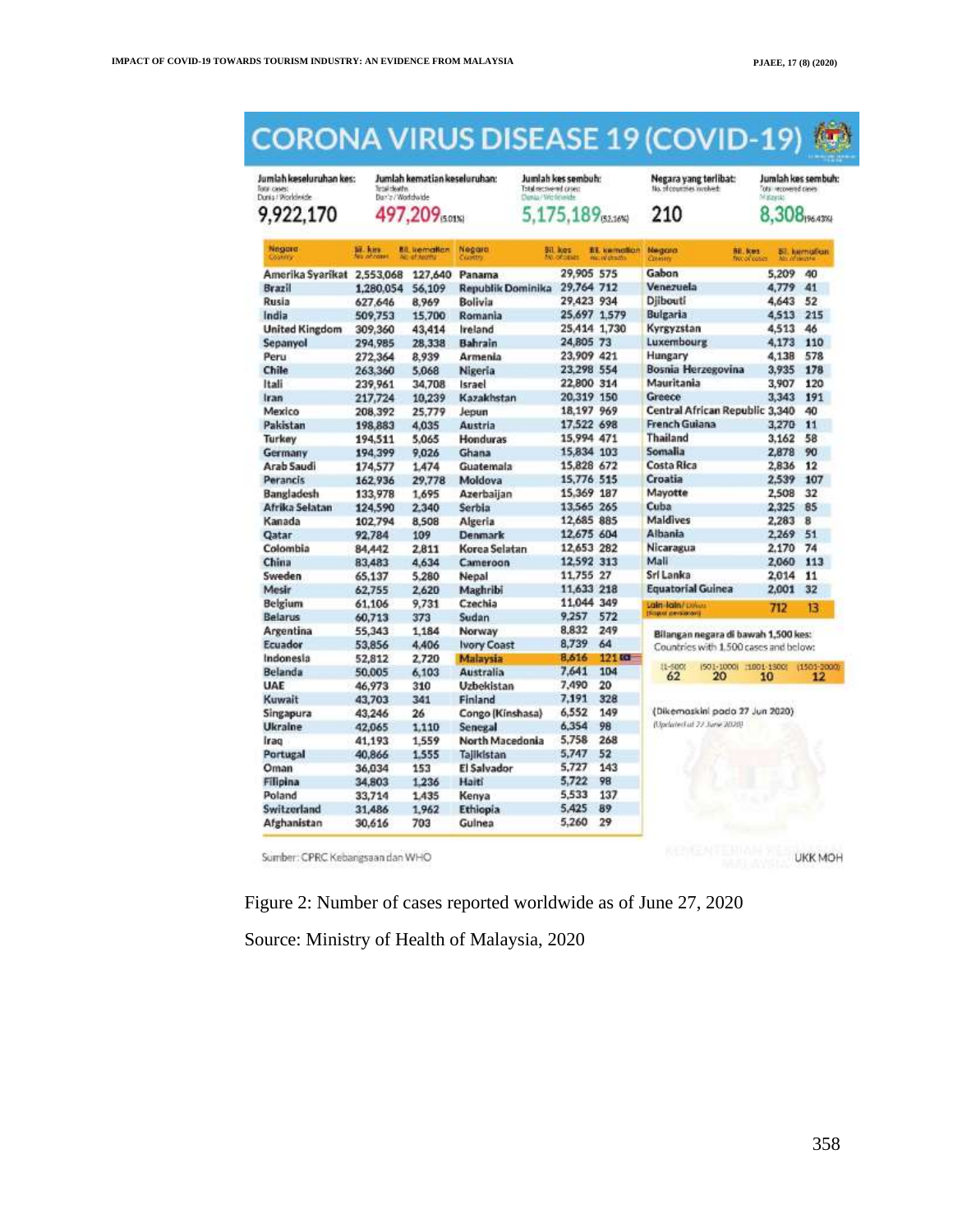# CORONA VIRUS DISEASE 19 (COVID-19)

| Jumlah keseluruhan kes: Total cases: Dunia / Worldwide | Jumlah kematian keseluruhan: Total deaths Dunia / Worldwide | Jumlah kes sembuh: Total recovered cases: Dunia / Worldwide | Negara yang terlibat: No. of countries involved: | Jumlah kes sembuh: Total recovered cases Malaysia |
|---|---|---|---|---|
| 9,922,170 | 497,209 (5.01%) | 5,175,189 (52.16%) | 210 | 8,308 (96.43%) |

| Negara Country | Bil. kes No. of cases | Bil. kematian No. of deaths | Negara Country | Bil. kes No. of cases | Bil. kematian No. of deaths | Negara Country | Bil. kes No. of cases | Bil. kematian No. of deaths |
|---|---|---|---|---|---|---|---|---|
| Amerika Syarikat | 2,553,068 | 127,640 | Panama | 29,905 | 575 | Gabon | 5,209 | 40 |
| Brazil | 1,280,054 | 56,109 | Republik Dominika | 29,764 | 712 | Venezuela | 4,779 | 41 |
| Rusia | 627,646 | 8,969 | Bolivia | 29,423 | 934 | Djibouti | 4,643 | 52 |
| India | 509,753 | 15,700 | Romania | 25,697 | 1,579 | Bulgaria | 4,513 | 215 |
| United Kingdom | 309,360 | 43,414 | Ireland | 25,414 | 1,730 | Kyrgyzstan | 4,513 | 46 |
| Sepanyol | 294,985 | 28,338 | Bahrain | 24,805 | 73 | Luxembourg | 4,173 | 110 |
| Peru | 272,364 | 8,939 | Armenia | 23,909 | 421 | Hungary | 4,138 | 578 |
| Chile | 263,360 | 5,068 | Nigeria | 23,298 | 554 | Bosnia Herzegovina | 3,935 | 178 |
| Itali | 239,961 | 34,708 | Israel | 22,800 | 314 | Mauritania | 3,907 | 120 |
| Iran | 217,724 | 10,239 | Kazakhstan | 20,319 | 150 | Greece | 3,343 | 191 |
| Mexico | 208,392 | 25,779 | Jepun | 18,197 | 969 | Central African Republic | 3,340 | 40 |
| Pakistan | 198,883 | 4,035 | Austria | 17,522 | 698 | French Guiana | 3,270 | 11 |
| Turkey | 194,511 | 5,065 | Honduras | 15,994 | 471 | Thailand | 3,162 | 58 |
| Germany | 194,399 | 9,026 | Ghana | 15,834 | 103 | Somalia | 2,878 | 90 |
| Arab Saudi | 174,577 | 1,474 | Guatemala | 15,828 | 672 | Costa Rica | 2,836 | 12 |
| Perancis | 162,936 | 29,778 | Moldova | 15,776 | 515 | Croatia | 2,539 | 107 |
| Bangladesh | 133,978 | 1,695 | Azerbaijan | 15,369 | 187 | Mayotte | 2,508 | 32 |
| Afrika Selatan | 124,590 | 2,340 | Serbia | 13,565 | 265 | Cuba | 2,325 | 85 |
| Kanada | 102,794 | 8,508 | Algeria | 12,685 | 885 | Maldives | 2,283 | 8 |
| Qatar | 92,784 | 109 | Denmark | 12,675 | 604 | Albania | 2,269 | 51 |
| Colombia | 84,442 | 2,811 | Korea Selatan | 12,653 | 282 | Nicaragua | 2,170 | 74 |
| China | 83,483 | 4,634 | Cameroon | 12,592 | 313 | Mali | 2,060 | 113 |
| Sweden | 65,137 | 5,280 | Nepal | 11,755 | 27 | Sri Lanka | 2,014 | 11 |
| Mesir | 62,755 | 2,620 | Maghribi | 11,633 | 218 | Equatorial Guinea | 2,001 | 32 |
| Belgium | 61,106 | 9,731 | Czechia | 11,044 | 349 | Lain-lain/ Others (Kapal persiaran) | 712 | 13 |
| Belarus | 60,713 | 373 | Sudan | 9,257 | 572 | | | |
| Argentina | 55,343 | 1,184 | Norway | 8,832 | 249 | | | |
| Ecuador | 53,856 | 4,406 | Ivory Coast | 8,739 | 64 | | | |
| Indonesia | 52,812 | 2,720 | Malaysia | 8,616 | 121 | | | |
| Belanda | 50,005 | 6,103 | Australia | 7,641 | 104 | | | |
| UAE | 46,973 | 310 | Uzbekistan | 7,490 | 20 | | | |
| Kuwait | 43,703 | 341 | Finland | 7,191 | 328 | | | |
| Singapura | 43,246 | 26 | Congo (Kinshasa) | 6,552 | 149 | | | |
| Ukraine | 42,065 | 1,110 | Senegal | 6,354 | 98 | | | |
| Iraq | 41,193 | 1,559 | North Macedonia | 5,758 | 268 | | | |
| Portugal | 40,866 | 1,555 | Tajikistan | 5,747 | 52 | | | |
| Oman | 36,034 | 153 | El Salvador | 5,727 | 143 | | | |
| Filipina | 34,803 | 1,236 | Haiti | 5,722 | 98 | | | |
| Poland | 33,714 | 1,435 | Kenya | 5,533 | 137 | | | |
| Switzerland | 31,486 | 1,962 | Ethiopia | 5,425 | 89 | | | |
| Afghanistan | 30,616 | 703 | Guinea | 5,260 | 29 | | | |

Bilangan negara di bawah 1,500 kes:
Countries with 1,500 cases and below:

| (1-500) | (501-1000) | (1001-1500) | (1501-2000) |
|---|---|---|---|
| 62 | 20 | 10 | 12 |

(Dikemaskini pada 27 Jun 2020)
(Updated at 27 June 2020)

Sumber: CPRC Kebangsaan dan WHO

UKK MOH

Figure 2: Number of cases reported worldwide as of June 27, 2020

Source: Ministry of Health of Malaysia, 2020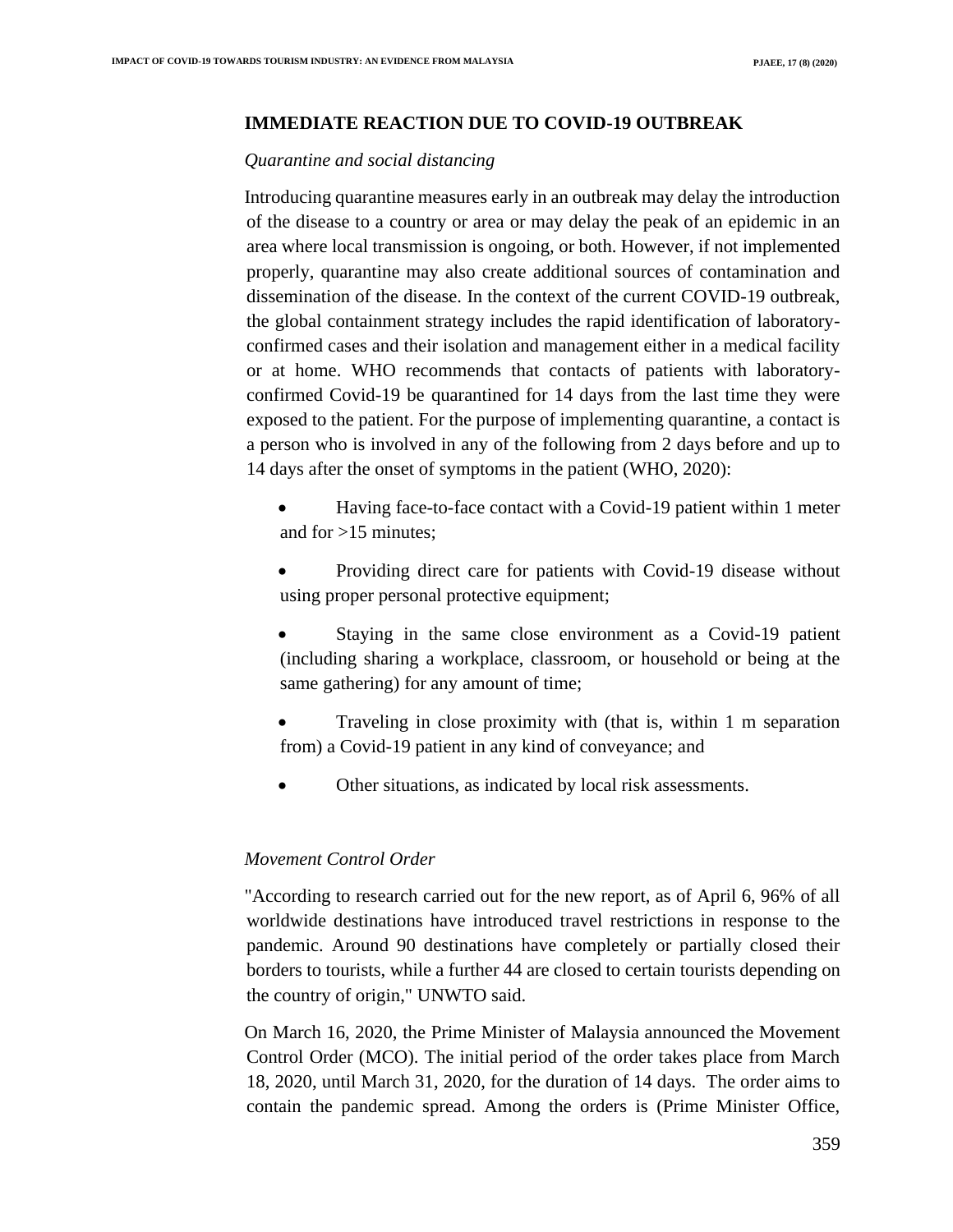## IMMEDIATE REACTION DUE TO COVID-19 OUTBREAK

*Quarantine and social distancing*

Introducing quarantine measures early in an outbreak may delay the introduction of the disease to a country or area or may delay the peak of an epidemic in an area where local transmission is ongoing, or both. However, if not implemented properly, quarantine may also create additional sources of contamination and dissemination of the disease. In the context of the current COVID-19 outbreak, the global containment strategy includes the rapid identification of laboratory-confirmed cases and their isolation and management either in a medical facility or at home. WHO recommends that contacts of patients with laboratory-confirmed Covid-19 be quarantined for 14 days from the last time they were exposed to the patient. For the purpose of implementing quarantine, a contact is a person who is involved in any of the following from 2 days before and up to 14 days after the onset of symptoms in the patient (WHO, 2020):

- Having face-to-face contact with a Covid-19 patient within 1 meter and for >15 minutes;
- Providing direct care for patients with Covid-19 disease without using proper personal protective equipment;
- Staying in the same close environment as a Covid-19 patient (including sharing a workplace, classroom, or household or being at the same gathering) for any amount of time;
- Traveling in close proximity with (that is, within 1 m separation from) a Covid-19 patient in any kind of conveyance; and
- Other situations, as indicated by local risk assessments.

*Movement Control Order*

"According to research carried out for the new report, as of April 6, 96% of all worldwide destinations have introduced travel restrictions in response to the pandemic. Around 90 destinations have completely or partially closed their borders to tourists, while a further 44 are closed to certain tourists depending on the country of origin," UNWTO said.

On March 16, 2020, the Prime Minister of Malaysia announced the Movement Control Order (MCO). The initial period of the order takes place from March 18, 2020, until March 31, 2020, for the duration of 14 days. The order aims to contain the pandemic spread. Among the orders is (Prime Minister Office,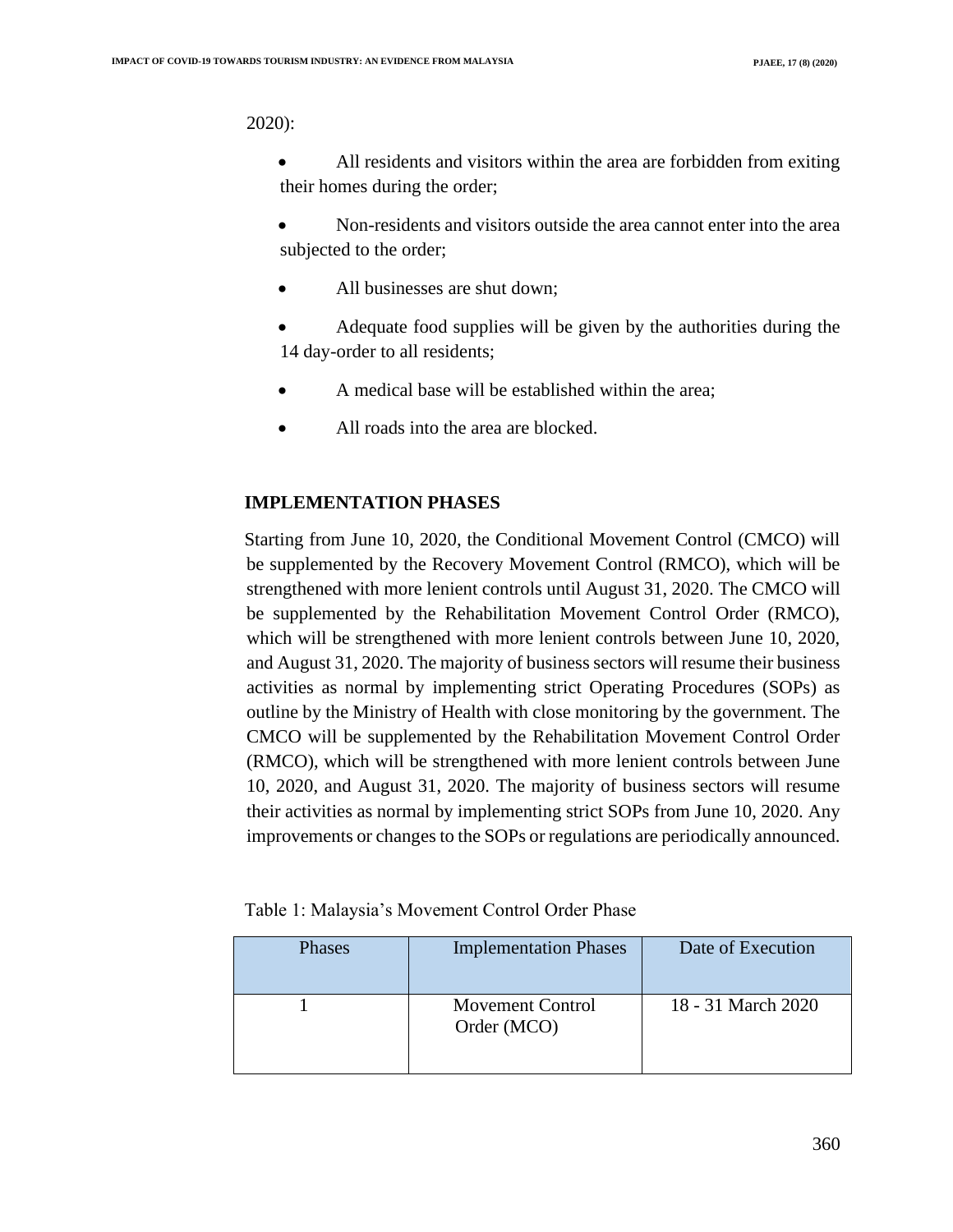2020):

- All residents and visitors within the area are forbidden from exiting their homes during the order;
- Non-residents and visitors outside the area cannot enter into the area subjected to the order;
- All businesses are shut down;
- Adequate food supplies will be given by the authorities during the 14 day-order to all residents;
- A medical base will be established within the area;
- All roads into the area are blocked.

## IMPLEMENTATION PHASES

Starting from June 10, 2020, the Conditional Movement Control (CMCO) will be supplemented by the Recovery Movement Control (RMCO), which will be strengthened with more lenient controls until August 31, 2020. The CMCO will be supplemented by the Rehabilitation Movement Control Order (RMCO), which will be strengthened with more lenient controls between June 10, 2020, and August 31, 2020. The majority of business sectors will resume their business activities as normal by implementing strict Operating Procedures (SOPs) as outline by the Ministry of Health with close monitoring by the government. The CMCO will be supplemented by the Rehabilitation Movement Control Order (RMCO), which will be strengthened with more lenient controls between June 10, 2020, and August 31, 2020. The majority of business sectors will resume their activities as normal by implementing strict SOPs from June 10, 2020. Any improvements or changes to the SOPs or regulations are periodically announced.

Table 1: Malaysia's Movement Control Order Phase

| Phases | Implementation Phases | Date of Execution |
| --- | --- | --- |
| 1 | Movement Control Order (MCO) | 18 - 31 March 2020 |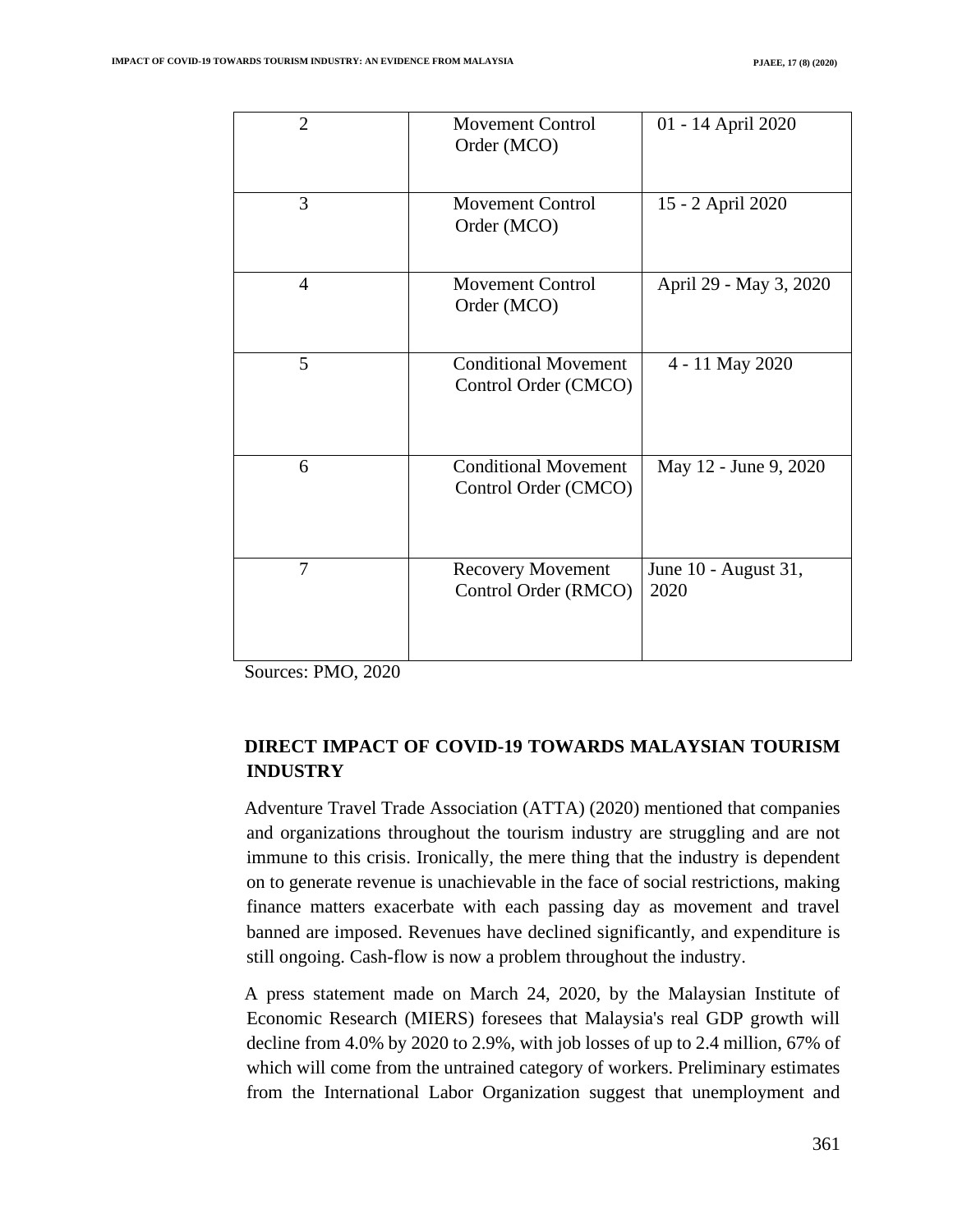| | | |
|---|---|---|
| 2 | Movement Control Order (MCO) | 01 - 14 April 2020 |
| 3 | Movement Control Order (MCO) | 15 - 2 April 2020 |
| 4 | Movement Control Order (MCO) | April 29 - May 3, 2020 |
| 5 | Conditional Movement Control Order (CMCO) | 4 - 11 May 2020 |
| 6 | Conditional Movement Control Order (CMCO) | May 12 - June 9, 2020 |
| 7 | Recovery Movement Control Order (RMCO) | June 10 - August 31, 2020 |

Sources: PMO, 2020

## DIRECT IMPACT OF COVID-19 TOWARDS MALAYSIAN TOURISM INDUSTRY

Adventure Travel Trade Association (ATTA) (2020) mentioned that companies and organizations throughout the tourism industry are struggling and are not immune to this crisis. Ironically, the mere thing that the industry is dependent on to generate revenue is unachievable in the face of social restrictions, making finance matters exacerbate with each passing day as movement and travel banned are imposed. Revenues have declined significantly, and expenditure is still ongoing. Cash-flow is now a problem throughout the industry.

A press statement made on March 24, 2020, by the Malaysian Institute of Economic Research (MIERS) foresees that Malaysia's real GDP growth will decline from 4.0% by 2020 to 2.9%, with job losses of up to 2.4 million, 67% of which will come from the untrained category of workers. Preliminary estimates from the International Labor Organization suggest that unemployment and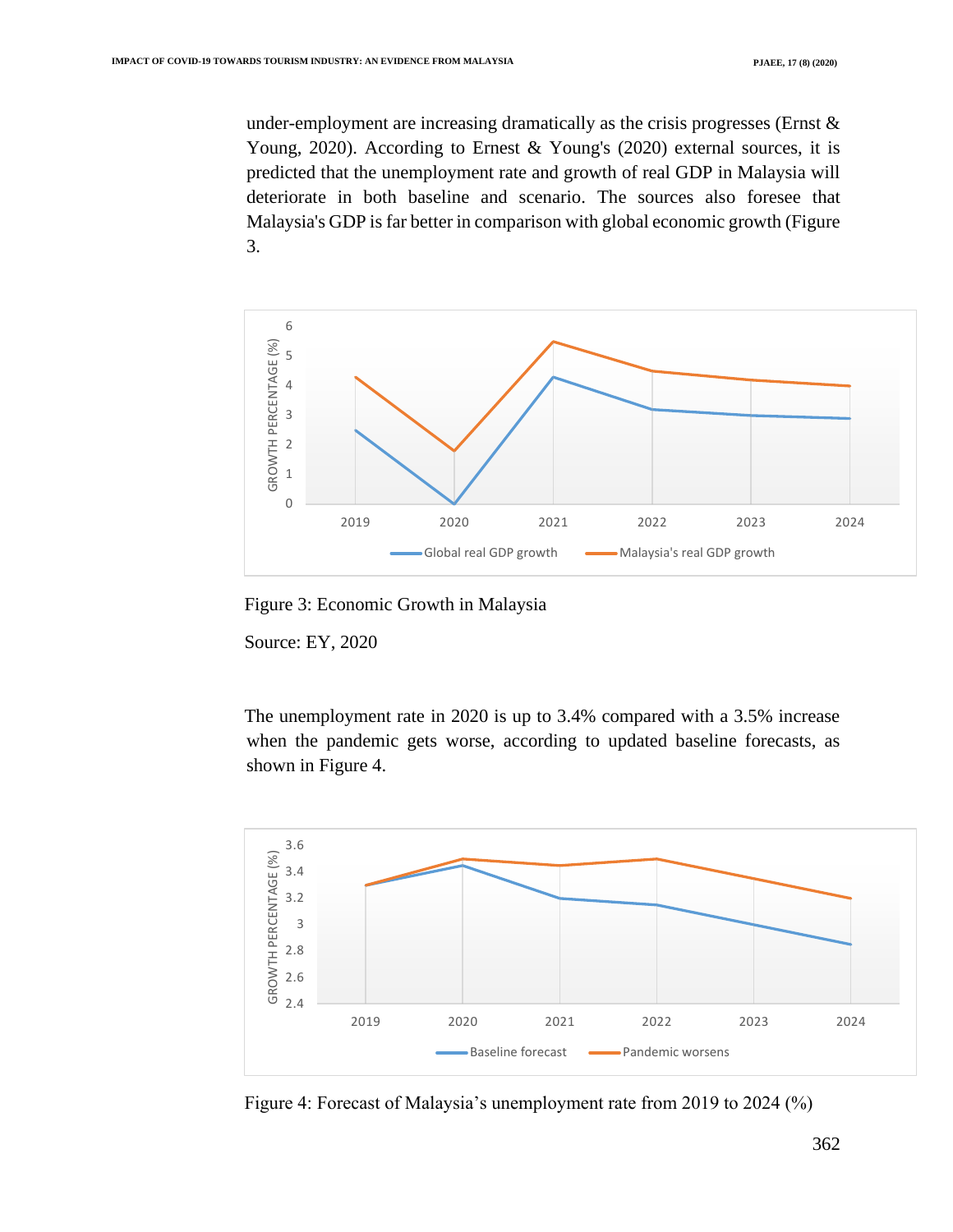under-employment are increasing dramatically as the crisis progresses (Ernst & Young, 2020). According to Ernest & Young's (2020) external sources, it is predicted that the unemployment rate and growth of real GDP in Malaysia will deteriorate in both baseline and scenario. The sources also foresee that Malaysia's GDP is far better in comparison with global economic growth (Figure 3.

Figure 3: Economic Growth in Malaysia

Source: EY, 2020

The unemployment rate in 2020 is up to 3.4% compared with a 3.5% increase when the pandemic gets worse, according to updated baseline forecasts, as shown in Figure 4.

Figure 4: Forecast of Malaysia's unemployment rate from 2019 to 2024 (%)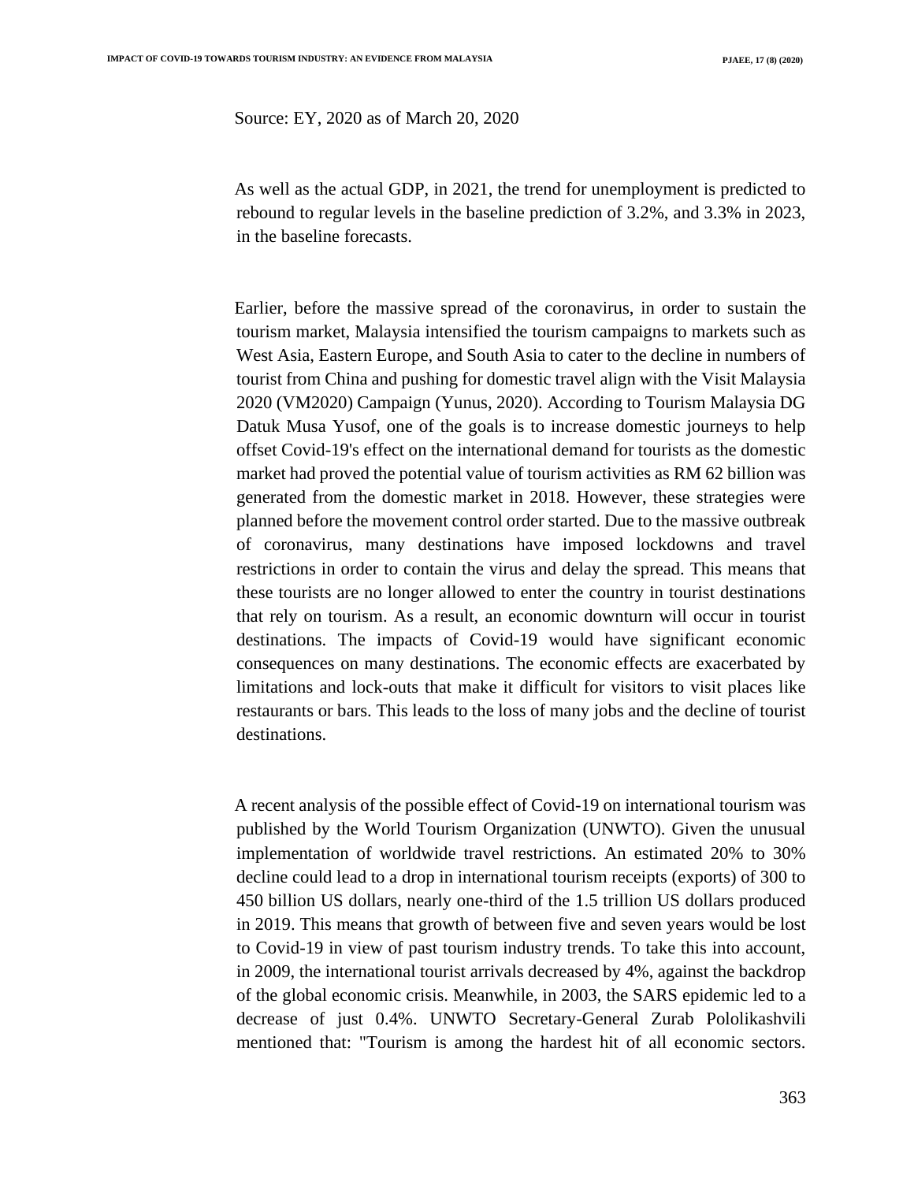Source: EY, 2020 as of March 20, 2020

As well as the actual GDP, in 2021, the trend for unemployment is predicted to rebound to regular levels in the baseline prediction of 3.2%, and 3.3% in 2023, in the baseline forecasts.

Earlier, before the massive spread of the coronavirus, in order to sustain the tourism market, Malaysia intensified the tourism campaigns to markets such as West Asia, Eastern Europe, and South Asia to cater to the decline in numbers of tourist from China and pushing for domestic travel align with the Visit Malaysia 2020 (VM2020) Campaign (Yunus, 2020). According to Tourism Malaysia DG Datuk Musa Yusof, one of the goals is to increase domestic journeys to help offset Covid-19's effect on the international demand for tourists as the domestic market had proved the potential value of tourism activities as RM 62 billion was generated from the domestic market in 2018. However, these strategies were planned before the movement control order started. Due to the massive outbreak of coronavirus, many destinations have imposed lockdowns and travel restrictions in order to contain the virus and delay the spread. This means that these tourists are no longer allowed to enter the country in tourist destinations that rely on tourism. As a result, an economic downturn will occur in tourist destinations. The impacts of Covid-19 would have significant economic consequences on many destinations. The economic effects are exacerbated by limitations and lock-outs that make it difficult for visitors to visit places like restaurants or bars. This leads to the loss of many jobs and the decline of tourist destinations.

A recent analysis of the possible effect of Covid-19 on international tourism was published by the World Tourism Organization (UNWTO). Given the unusual implementation of worldwide travel restrictions. An estimated 20% to 30% decline could lead to a drop in international tourism receipts (exports) of 300 to 450 billion US dollars, nearly one-third of the 1.5 trillion US dollars produced in 2019. This means that growth of between five and seven years would be lost to Covid-19 in view of past tourism industry trends. To take this into account, in 2009, the international tourist arrivals decreased by 4%, against the backdrop of the global economic crisis. Meanwhile, in 2003, the SARS epidemic led to a decrease of just 0.4%. UNWTO Secretary-General Zurab Pololikashvili mentioned that: "Tourism is among the hardest hit of all economic sectors.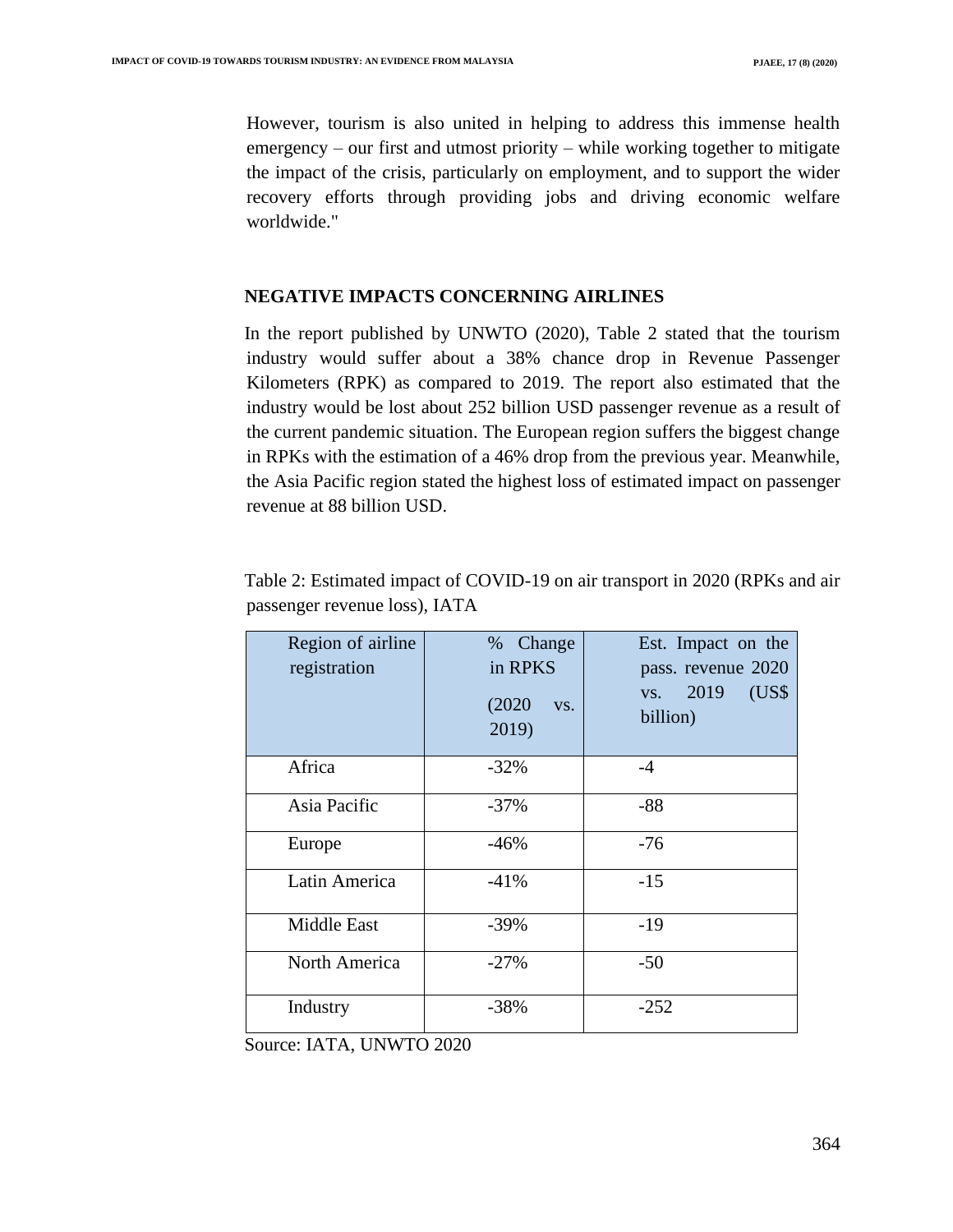However, tourism is also united in helping to address this immense health emergency – our first and utmost priority – while working together to mitigate the impact of the crisis, particularly on employment, and to support the wider recovery efforts through providing jobs and driving economic welfare worldwide."

## NEGATIVE IMPACTS CONCERNING AIRLINES

In the report published by UNWTO (2020), Table 2 stated that the tourism industry would suffer about a 38% chance drop in Revenue Passenger Kilometers (RPK) as compared to 2019. The report also estimated that the industry would be lost about 252 billion USD passenger revenue as a result of the current pandemic situation. The European region suffers the biggest change in RPKs with the estimation of a 46% drop from the previous year. Meanwhile, the Asia Pacific region stated the highest loss of estimated impact on passenger revenue at 88 billion USD.

Table 2: Estimated impact of COVID-19 on air transport in 2020 (RPKs and air passenger revenue loss), IATA

| Region of airline registration | % Change in RPKS (2020 vs. 2019) | Est. Impact on the pass. revenue 2020 vs. 2019 (US$ billion) |
|---|---|---|
| Africa | -32% | -4 |
| Asia Pacific | -37% | -88 |
| Europe | -46% | -76 |
| Latin America | -41% | -15 |
| Middle East | -39% | -19 |
| North America | -27% | -50 |
| Industry | -38% | -252 |

Source: IATA, UNWTO 2020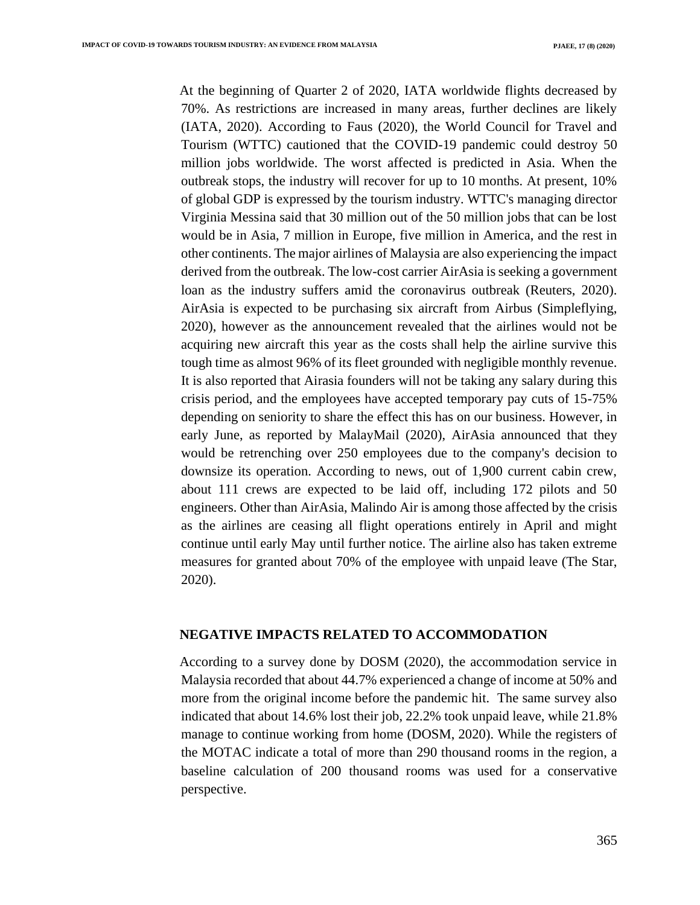At the beginning of Quarter 2 of 2020, IATA worldwide flights decreased by 70%. As restrictions are increased in many areas, further declines are likely (IATA, 2020). According to Faus (2020), the World Council for Travel and Tourism (WTTC) cautioned that the COVID-19 pandemic could destroy 50 million jobs worldwide. The worst affected is predicted in Asia. When the outbreak stops, the industry will recover for up to 10 months. At present, 10% of global GDP is expressed by the tourism industry. WTTC's managing director Virginia Messina said that 30 million out of the 50 million jobs that can be lost would be in Asia, 7 million in Europe, five million in America, and the rest in other continents. The major airlines of Malaysia are also experiencing the impact derived from the outbreak. The low-cost carrier AirAsia is seeking a government loan as the industry suffers amid the coronavirus outbreak (Reuters, 2020). AirAsia is expected to be purchasing six aircraft from Airbus (Simpleflying, 2020), however as the announcement revealed that the airlines would not be acquiring new aircraft this year as the costs shall help the airline survive this tough time as almost 96% of its fleet grounded with negligible monthly revenue. It is also reported that Airasia founders will not be taking any salary during this crisis period, and the employees have accepted temporary pay cuts of 15-75% depending on seniority to share the effect this has on our business. However, in early June, as reported by MalayMail (2020), AirAsia announced that they would be retrenching over 250 employees due to the company's decision to downsize its operation. According to news, out of 1,900 current cabin crew, about 111 crews are expected to be laid off, including 172 pilots and 50 engineers. Other than AirAsia, Malindo Air is among those affected by the crisis as the airlines are ceasing all flight operations entirely in April and might continue until early May until further notice. The airline also has taken extreme measures for granted about 70% of the employee with unpaid leave (The Star, 2020).

## NEGATIVE IMPACTS RELATED TO ACCOMMODATION

According to a survey done by DOSM (2020), the accommodation service in Malaysia recorded that about 44.7% experienced a change of income at 50% and more from the original income before the pandemic hit. The same survey also indicated that about 14.6% lost their job, 22.2% took unpaid leave, while 21.8% manage to continue working from home (DOSM, 2020). While the registers of the MOTAC indicate a total of more than 290 thousand rooms in the region, a baseline calculation of 200 thousand rooms was used for a conservative perspective.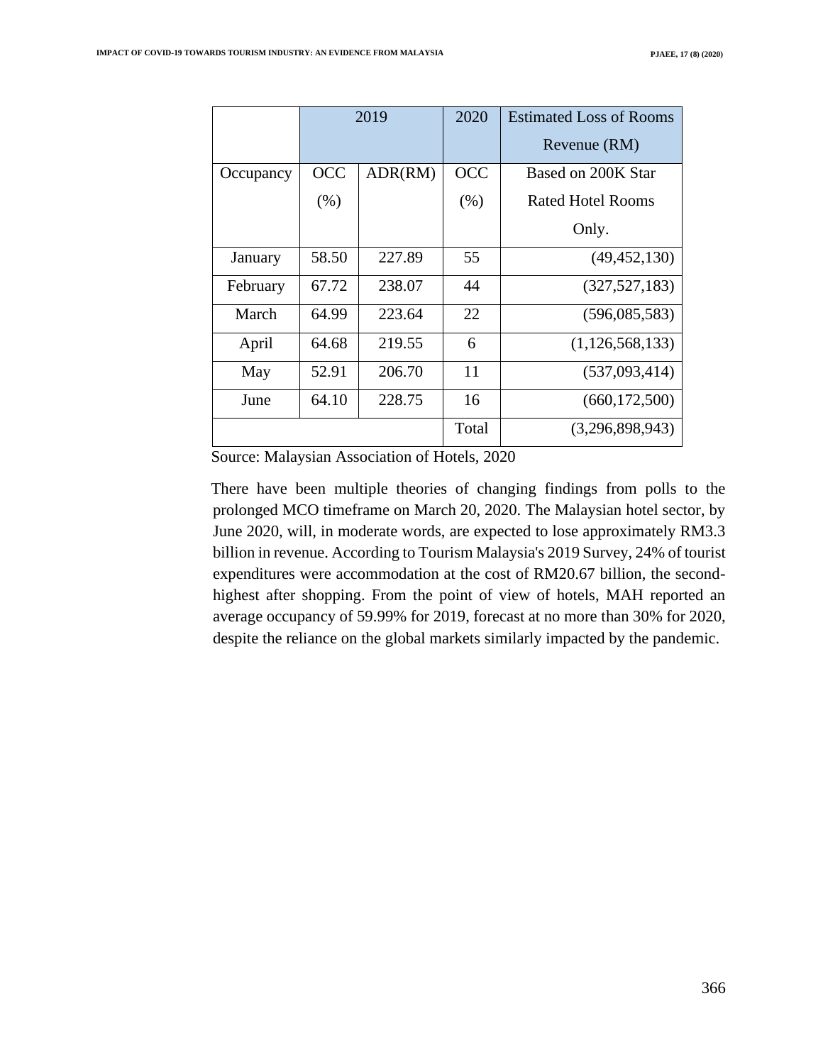| | 2019 | | 2020 | Estimated Loss of Rooms Revenue (RM) |
|---|---|---|---|---|
| Occupancy | OCC (%) | ADR(RM) | OCC (%) | Based on 200K Star Rated Hotel Rooms Only. |
| January | 58.50 | 227.89 | 55 | (49,452,130) |
| February | 67.72 | 238.07 | 44 | (327,527,183) |
| March | 64.99 | 223.64 | 22 | (596,085,583) |
| April | 64.68 | 219.55 | 6 | (1,126,568,133) |
| May | 52.91 | 206.70 | 11 | (537,093,414) |
| June | 64.10 | 228.75 | 16 | (660,172,500) |
| | | | Total | (3,296,898,943) |

Source: Malaysian Association of Hotels, 2020

There have been multiple theories of changing findings from polls to the prolonged MCO timeframe on March 20, 2020. The Malaysian hotel sector, by June 2020, will, in moderate words, are expected to lose approximately RM3.3 billion in revenue. According to Tourism Malaysia's 2019 Survey, 24% of tourist expenditures were accommodation at the cost of RM20.67 billion, the second-highest after shopping. From the point of view of hotels, MAH reported an average occupancy of 59.99% for 2019, forecast at no more than 30% for 2020, despite the reliance on the global markets similarly impacted by the pandemic.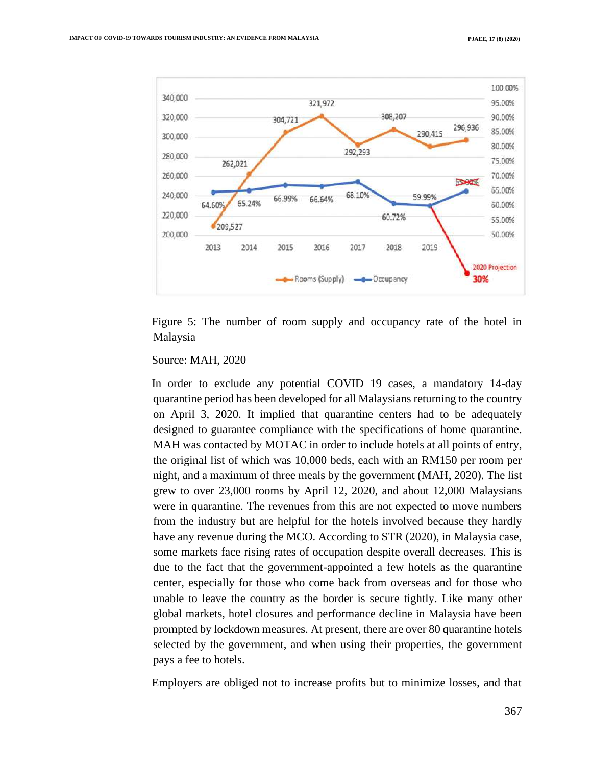Figure 5: The number of room supply and occupancy rate of the hotel in Malaysia

Source: MAH, 2020

In order to exclude any potential COVID 19 cases, a mandatory 14-day quarantine period has been developed for all Malaysians returning to the country on April 3, 2020. It implied that quarantine centers had to be adequately designed to guarantee compliance with the specifications of home quarantine. MAH was contacted by MOTAC in order to include hotels at all points of entry, the original list of which was 10,000 beds, each with an RM150 per room per night, and a maximum of three meals by the government (MAH, 2020). The list grew to over 23,000 rooms by April 12, 2020, and about 12,000 Malaysians were in quarantine. The revenues from this are not expected to move numbers from the industry but are helpful for the hotels involved because they hardly have any revenue during the MCO. According to STR (2020), in Malaysia case, some markets face rising rates of occupation despite overall decreases. This is due to the fact that the government-appointed a few hotels as the quarantine center, especially for those who come back from overseas and for those who unable to leave the country as the border is secure tightly. Like many other global markets, hotel closures and performance decline in Malaysia have been prompted by lockdown measures. At present, there are over 80 quarantine hotels selected by the government, and when using their properties, the government pays a fee to hotels.

Employers are obliged not to increase profits but to minimize losses, and that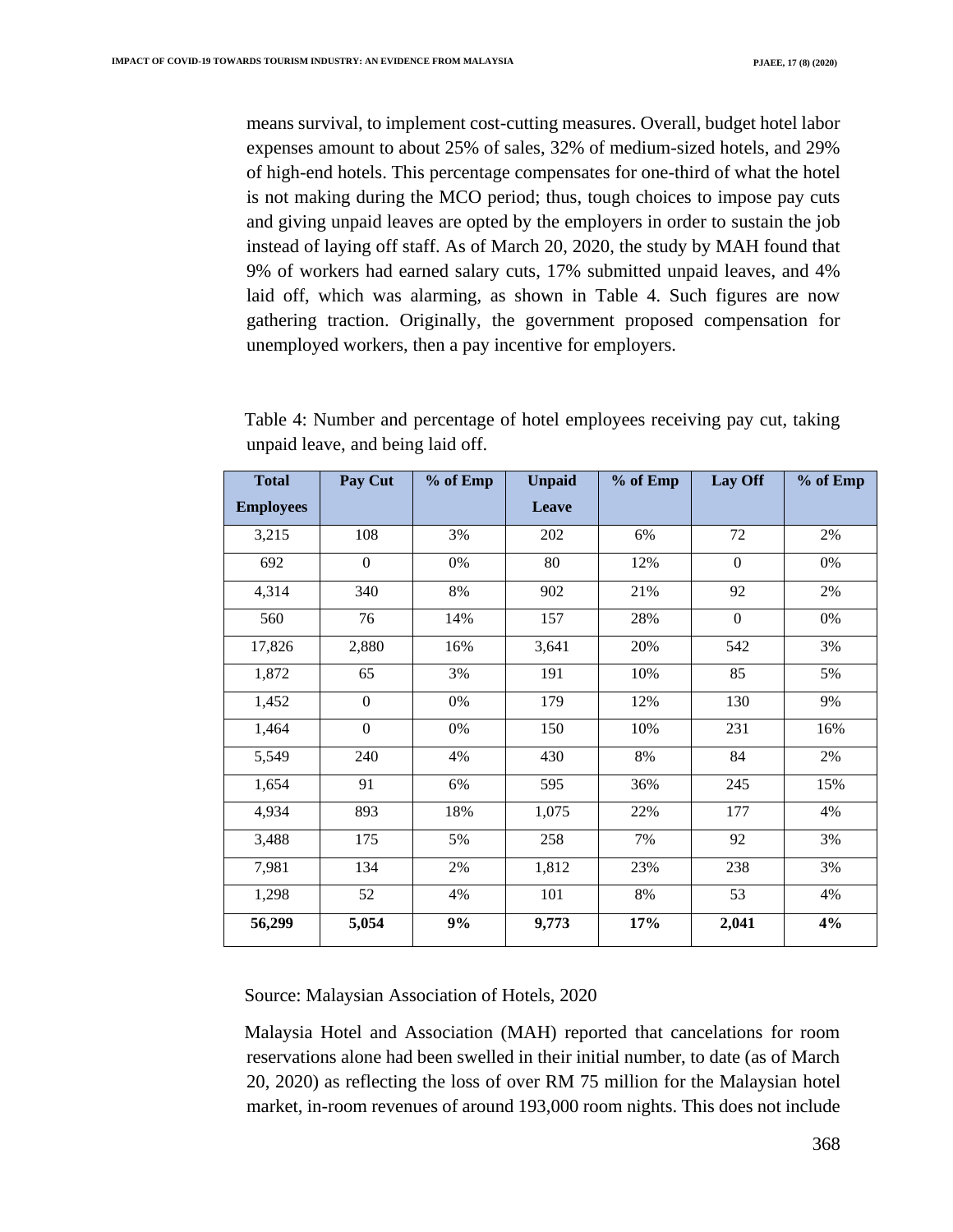means survival, to implement cost-cutting measures. Overall, budget hotel labor expenses amount to about 25% of sales, 32% of medium-sized hotels, and 29% of high-end hotels. This percentage compensates for one-third of what the hotel is not making during the MCO period; thus, tough choices to impose pay cuts and giving unpaid leaves are opted by the employers in order to sustain the job instead of laying off staff. As of March 20, 2020, the study by MAH found that 9% of workers had earned salary cuts, 17% submitted unpaid leaves, and 4% laid off, which was alarming, as shown in Table 4. Such figures are now gathering traction. Originally, the government proposed compensation for unemployed workers, then a pay incentive for employers.

Table 4: Number and percentage of hotel employees receiving pay cut, taking unpaid leave, and being laid off.

| Total Employees | Pay Cut | % of Emp | Unpaid Leave | % of Emp | Lay Off | % of Emp |
|---|---|---|---|---|---|---|
| 3,215 | 108 | 3% | 202 | 6% | 72 | 2% |
| 692 | 0 | 0% | 80 | 12% | 0 | 0% |
| 4,314 | 340 | 8% | 902 | 21% | 92 | 2% |
| 560 | 76 | 14% | 157 | 28% | 0 | 0% |
| 17,826 | 2,880 | 16% | 3,641 | 20% | 542 | 3% |
| 1,872 | 65 | 3% | 191 | 10% | 85 | 5% |
| 1,452 | 0 | 0% | 179 | 12% | 130 | 9% |
| 1,464 | 0 | 0% | 150 | 10% | 231 | 16% |
| 5,549 | 240 | 4% | 430 | 8% | 84 | 2% |
| 1,654 | 91 | 6% | 595 | 36% | 245 | 15% |
| 4,934 | 893 | 18% | 1,075 | 22% | 177 | 4% |
| 3,488 | 175 | 5% | 258 | 7% | 92 | 3% |
| 7,981 | 134 | 2% | 1,812 | 23% | 238 | 3% |
| 1,298 | 52 | 4% | 101 | 8% | 53 | 4% |
| **56,299** | **5,054** | **9%** | **9,773** | **17%** | **2,041** | **4%** |

Source: Malaysian Association of Hotels, 2020

Malaysia Hotel and Association (MAH) reported that cancelations for room reservations alone had been swelled in their initial number, to date (as of March 20, 2020) as reflecting the loss of over RM 75 million for the Malaysian hotel market, in-room revenues of around 193,000 room nights. This does not include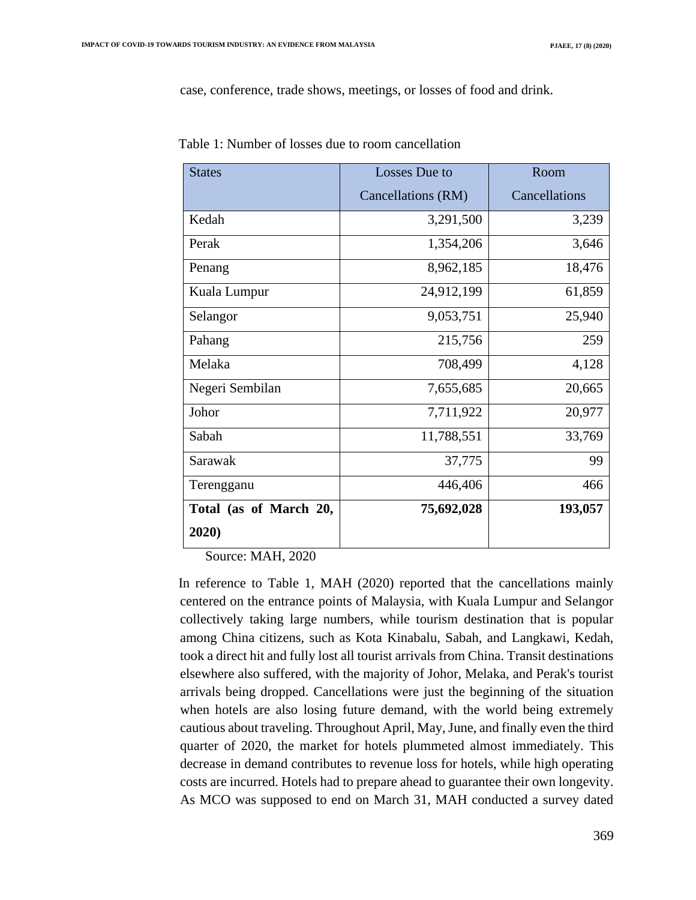case, conference, trade shows, meetings, or losses of food and drink.

Table 1: Number of losses due to room cancellation

| States | Losses Due to Cancellations (RM) | Room Cancellations |
| --- | --- | --- |
| Kedah | 3,291,500 | 3,239 |
| Perak | 1,354,206 | 3,646 |
| Penang | 8,962,185 | 18,476 |
| Kuala Lumpur | 24,912,199 | 61,859 |
| Selangor | 9,053,751 | 25,940 |
| Pahang | 215,756 | 259 |
| Melaka | 708,499 | 4,128 |
| Negeri Sembilan | 7,655,685 | 20,665 |
| Johor | 7,711,922 | 20,977 |
| Sabah | 11,788,551 | 33,769 |
| Sarawak | 37,775 | 99 |
| Terengganu | 446,406 | 466 |
| **Total (as of March 20, 2020)** | **75,692,028** | **193,057** |

Source: MAH, 2020

In reference to Table 1, MAH (2020) reported that the cancellations mainly centered on the entrance points of Malaysia, with Kuala Lumpur and Selangor collectively taking large numbers, while tourism destination that is popular among China citizens, such as Kota Kinabalu, Sabah, and Langkawi, Kedah, took a direct hit and fully lost all tourist arrivals from China. Transit destinations elsewhere also suffered, with the majority of Johor, Melaka, and Perak's tourist arrivals being dropped. Cancellations were just the beginning of the situation when hotels are also losing future demand, with the world being extremely cautious about traveling. Throughout April, May, June, and finally even the third quarter of 2020, the market for hotels plummeted almost immediately. This decrease in demand contributes to revenue loss for hotels, while high operating costs are incurred. Hotels had to prepare ahead to guarantee their own longevity. As MCO was supposed to end on March 31, MAH conducted a survey dated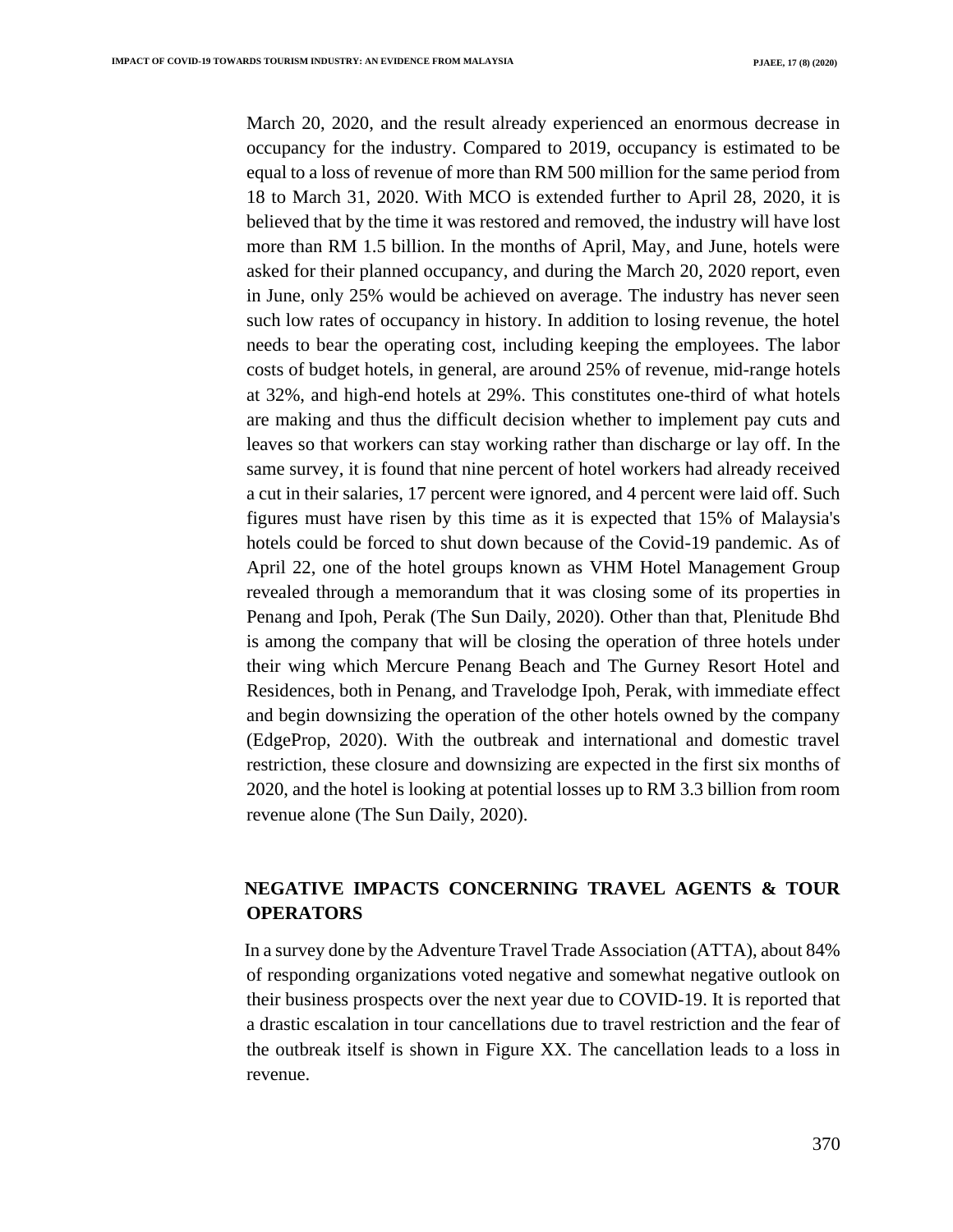March 20, 2020, and the result already experienced an enormous decrease in occupancy for the industry. Compared to 2019, occupancy is estimated to be equal to a loss of revenue of more than RM 500 million for the same period from 18 to March 31, 2020. With MCO is extended further to April 28, 2020, it is believed that by the time it was restored and removed, the industry will have lost more than RM 1.5 billion. In the months of April, May, and June, hotels were asked for their planned occupancy, and during the March 20, 2020 report, even in June, only 25% would be achieved on average. The industry has never seen such low rates of occupancy in history. In addition to losing revenue, the hotel needs to bear the operating cost, including keeping the employees. The labor costs of budget hotels, in general, are around 25% of revenue, mid-range hotels at 32%, and high-end hotels at 29%. This constitutes one-third of what hotels are making and thus the difficult decision whether to implement pay cuts and leaves so that workers can stay working rather than discharge or lay off. In the same survey, it is found that nine percent of hotel workers had already received a cut in their salaries, 17 percent were ignored, and 4 percent were laid off. Such figures must have risen by this time as it is expected that 15% of Malaysia's hotels could be forced to shut down because of the Covid-19 pandemic. As of April 22, one of the hotel groups known as VHM Hotel Management Group revealed through a memorandum that it was closing some of its properties in Penang and Ipoh, Perak (The Sun Daily, 2020). Other than that, Plenitude Bhd is among the company that will be closing the operation of three hotels under their wing which Mercure Penang Beach and The Gurney Resort Hotel and Residences, both in Penang, and Travelodge Ipoh, Perak, with immediate effect and begin downsizing the operation of the other hotels owned by the company (EdgeProp, 2020). With the outbreak and international and domestic travel restriction, these closure and downsizing are expected in the first six months of 2020, and the hotel is looking at potential losses up to RM 3.3 billion from room revenue alone (The Sun Daily, 2020).

## NEGATIVE IMPACTS CONCERNING TRAVEL AGENTS & TOUR OPERATORS

In a survey done by the Adventure Travel Trade Association (ATTA), about 84% of responding organizations voted negative and somewhat negative outlook on their business prospects over the next year due to COVID-19. It is reported that a drastic escalation in tour cancellations due to travel restriction and the fear of the outbreak itself is shown in Figure XX. The cancellation leads to a loss in revenue.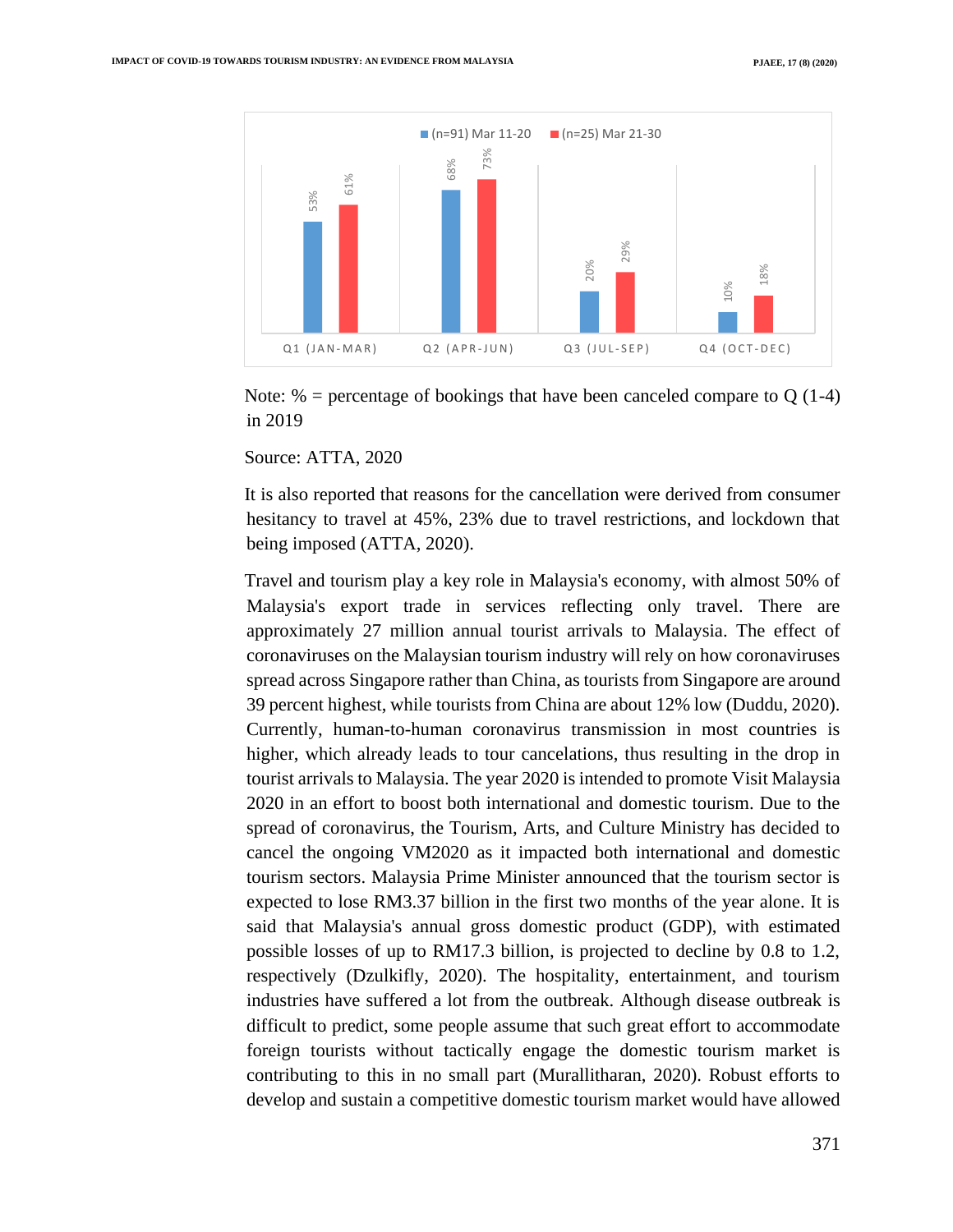| | (n=91) Mar 11-20 | (n=25) Mar 21-30 |
|---|---|---|
| Q1 (JAN-MAR) | 53% | 61% |
| Q2 (APR-JUN) | 68% | 73% |
| Q3 (JUL-SEP) | 20% | 29% |
| Q4 (OCT-DEC) | 10% | 18% |

Note: % = percentage of bookings that have been canceled compare to Q (1-4) in 2019

Source: ATTA, 2020

It is also reported that reasons for the cancellation were derived from consumer hesitancy to travel at 45%, 23% due to travel restrictions, and lockdown that being imposed (ATTA, 2020).

Travel and tourism play a key role in Malaysia's economy, with almost 50% of Malaysia's export trade in services reflecting only travel. There are approximately 27 million annual tourist arrivals to Malaysia. The effect of coronaviruses on the Malaysian tourism industry will rely on how coronaviruses spread across Singapore rather than China, as tourists from Singapore are around 39 percent highest, while tourists from China are about 12% low (Duddu, 2020). Currently, human-to-human coronavirus transmission in most countries is higher, which already leads to tour cancelations, thus resulting in the drop in tourist arrivals to Malaysia. The year 2020 is intended to promote Visit Malaysia 2020 in an effort to boost both international and domestic tourism. Due to the spread of coronavirus, the Tourism, Arts, and Culture Ministry has decided to cancel the ongoing VM2020 as it impacted both international and domestic tourism sectors. Malaysia Prime Minister announced that the tourism sector is expected to lose RM3.37 billion in the first two months of the year alone. It is said that Malaysia's annual gross domestic product (GDP), with estimated possible losses of up to RM17.3 billion, is projected to decline by 0.8 to 1.2, respectively (Dzulkifly, 2020). The hospitality, entertainment, and tourism industries have suffered a lot from the outbreak. Although disease outbreak is difficult to predict, some people assume that such great effort to accommodate foreign tourists without tactically engage the domestic tourism market is contributing to this in no small part (Murallitharan, 2020). Robust efforts to develop and sustain a competitive domestic tourism market would have allowed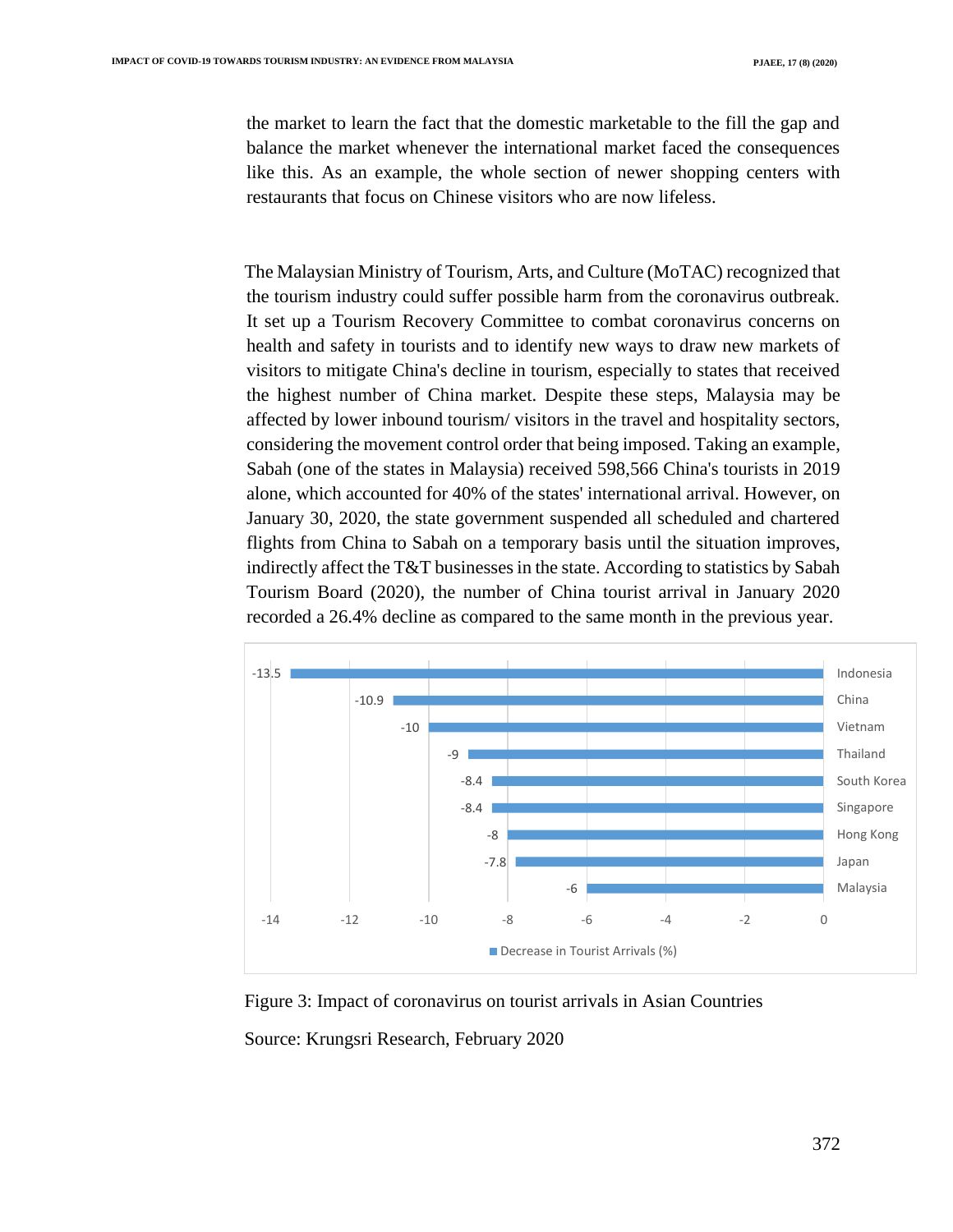the market to learn the fact that the domestic marketable to the fill the gap and balance the market whenever the international market faced the consequences like this. As an example, the whole section of newer shopping centers with restaurants that focus on Chinese visitors who are now lifeless.

The Malaysian Ministry of Tourism, Arts, and Culture (MoTAC) recognized that the tourism industry could suffer possible harm from the coronavirus outbreak. It set up a Tourism Recovery Committee to combat coronavirus concerns on health and safety in tourists and to identify new ways to draw new markets of visitors to mitigate China's decline in tourism, especially to states that received the highest number of China market. Despite these steps, Malaysia may be affected by lower inbound tourism/ visitors in the travel and hospitality sectors, considering the movement control order that being imposed. Taking an example, Sabah (one of the states in Malaysia) received 598,566 China's tourists in 2019 alone, which accounted for 40% of the states' international arrival. However, on January 30, 2020, the state government suspended all scheduled and chartered flights from China to Sabah on a temporary basis until the situation improves, indirectly affect the T&T businesses in the state. According to statistics by Sabah Tourism Board (2020), the number of China tourist arrival in January 2020 recorded a 26.4% decline as compared to the same month in the previous year.

| Country | Decrease in Tourist Arrivals (%) |
| --- | --- |
| Indonesia | -13.5 |
| China | -10.9 |
| Vietnam | -10 |
| Thailand | -9 |
| South Korea | -8.4 |
| Singapore | -8.4 |
| Hong Kong | -8 |
| Japan | -7.8 |
| Malaysia | -6 |

Figure 3: Impact of coronavirus on tourist arrivals in Asian Countries

Source: Krungsri Research, February 2020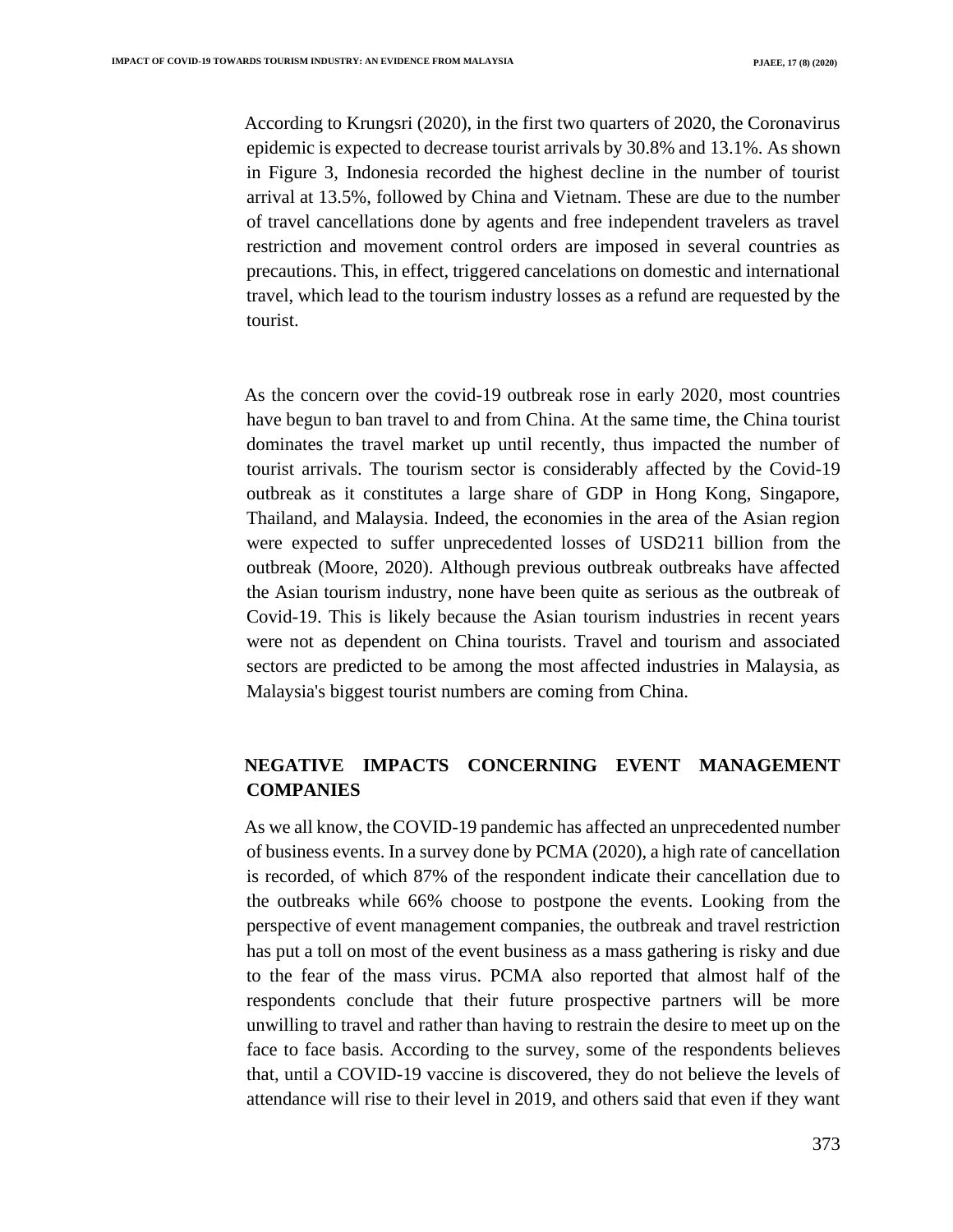According to Krungsri (2020), in the first two quarters of 2020, the Coronavirus epidemic is expected to decrease tourist arrivals by 30.8% and 13.1%. As shown in Figure 3, Indonesia recorded the highest decline in the number of tourist arrival at 13.5%, followed by China and Vietnam. These are due to the number of travel cancellations done by agents and free independent travelers as travel restriction and movement control orders are imposed in several countries as precautions. This, in effect, triggered cancelations on domestic and international travel, which lead to the tourism industry losses as a refund are requested by the tourist.

As the concern over the covid-19 outbreak rose in early 2020, most countries have begun to ban travel to and from China. At the same time, the China tourist dominates the travel market up until recently, thus impacted the number of tourist arrivals. The tourism sector is considerably affected by the Covid-19 outbreak as it constitutes a large share of GDP in Hong Kong, Singapore, Thailand, and Malaysia. Indeed, the economies in the area of the Asian region were expected to suffer unprecedented losses of USD211 billion from the outbreak (Moore, 2020). Although previous outbreak outbreaks have affected the Asian tourism industry, none have been quite as serious as the outbreak of Covid-19. This is likely because the Asian tourism industries in recent years were not as dependent on China tourists. Travel and tourism and associated sectors are predicted to be among the most affected industries in Malaysia, as Malaysia's biggest tourist numbers are coming from China.

## NEGATIVE IMPACTS CONCERNING EVENT MANAGEMENT COMPANIES

As we all know, the COVID-19 pandemic has affected an unprecedented number of business events. In a survey done by PCMA (2020), a high rate of cancellation is recorded, of which 87% of the respondent indicate their cancellation due to the outbreaks while 66% choose to postpone the events. Looking from the perspective of event management companies, the outbreak and travel restriction has put a toll on most of the event business as a mass gathering is risky and due to the fear of the mass virus. PCMA also reported that almost half of the respondents conclude that their future prospective partners will be more unwilling to travel and rather than having to restrain the desire to meet up on the face to face basis. According to the survey, some of the respondents believes that, until a COVID-19 vaccine is discovered, they do not believe the levels of attendance will rise to their level in 2019, and others said that even if they want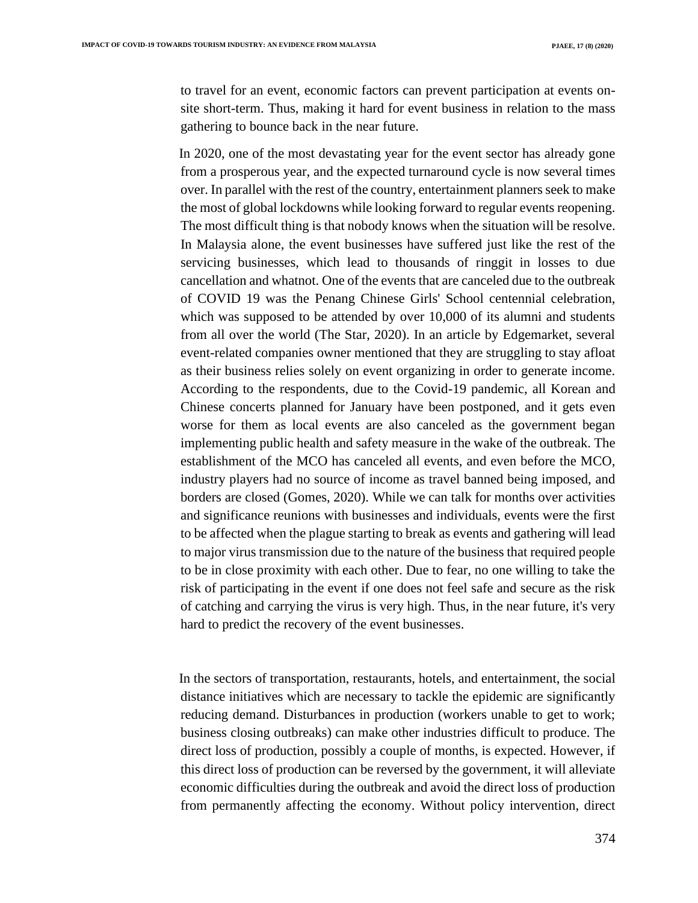to travel for an event, economic factors can prevent participation at events on-site short-term. Thus, making it hard for event business in relation to the mass gathering to bounce back in the near future.

In 2020, one of the most devastating year for the event sector has already gone from a prosperous year, and the expected turnaround cycle is now several times over. In parallel with the rest of the country, entertainment planners seek to make the most of global lockdowns while looking forward to regular events reopening. The most difficult thing is that nobody knows when the situation will be resolve. In Malaysia alone, the event businesses have suffered just like the rest of the servicing businesses, which lead to thousands of ringgit in losses to due cancellation and whatnot. One of the events that are canceled due to the outbreak of COVID 19 was the Penang Chinese Girls' School centennial celebration, which was supposed to be attended by over 10,000 of its alumni and students from all over the world (The Star, 2020). In an article by Edgemarket, several event-related companies owner mentioned that they are struggling to stay afloat as their business relies solely on event organizing in order to generate income. According to the respondents, due to the Covid-19 pandemic, all Korean and Chinese concerts planned for January have been postponed, and it gets even worse for them as local events are also canceled as the government began implementing public health and safety measure in the wake of the outbreak. The establishment of the MCO has canceled all events, and even before the MCO, industry players had no source of income as travel banned being imposed, and borders are closed (Gomes, 2020). While we can talk for months over activities and significance reunions with businesses and individuals, events were the first to be affected when the plague starting to break as events and gathering will lead to major virus transmission due to the nature of the business that required people to be in close proximity with each other. Due to fear, no one willing to take the risk of participating in the event if one does not feel safe and secure as the risk of catching and carrying the virus is very high. Thus, in the near future, it's very hard to predict the recovery of the event businesses.

In the sectors of transportation, restaurants, hotels, and entertainment, the social distance initiatives which are necessary to tackle the epidemic are significantly reducing demand. Disturbances in production (workers unable to get to work; business closing outbreaks) can make other industries difficult to produce. The direct loss of production, possibly a couple of months, is expected. However, if this direct loss of production can be reversed by the government, it will alleviate economic difficulties during the outbreak and avoid the direct loss of production from permanently affecting the economy. Without policy intervention, direct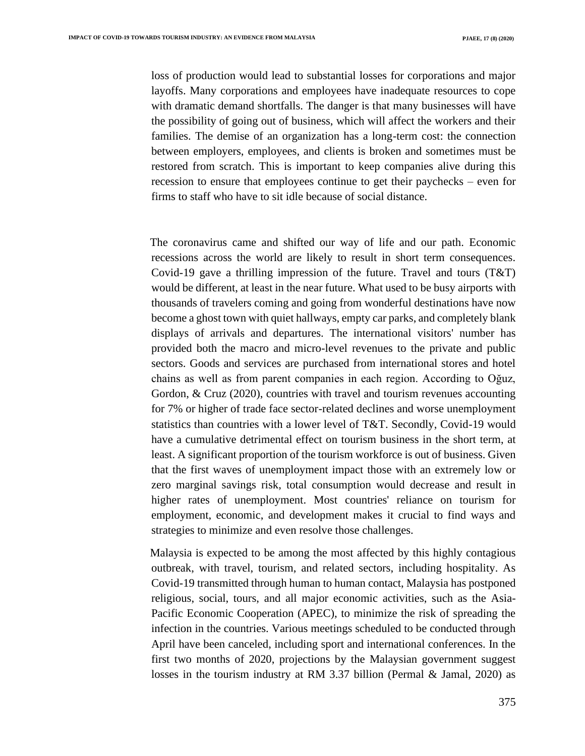loss of production would lead to substantial losses for corporations and major layoffs. Many corporations and employees have inadequate resources to cope with dramatic demand shortfalls. The danger is that many businesses will have the possibility of going out of business, which will affect the workers and their families. The demise of an organization has a long-term cost: the connection between employers, employees, and clients is broken and sometimes must be restored from scratch. This is important to keep companies alive during this recession to ensure that employees continue to get their paychecks – even for firms to staff who have to sit idle because of social distance.

The coronavirus came and shifted our way of life and our path. Economic recessions across the world are likely to result in short term consequences. Covid-19 gave a thrilling impression of the future. Travel and tours (T&T) would be different, at least in the near future. What used to be busy airports with thousands of travelers coming and going from wonderful destinations have now become a ghost town with quiet hallways, empty car parks, and completely blank displays of arrivals and departures. The international visitors' number has provided both the macro and micro-level revenues to the private and public sectors. Goods and services are purchased from international stores and hotel chains as well as from parent companies in each region. According to Oğuz, Gordon, & Cruz (2020), countries with travel and tourism revenues accounting for 7% or higher of trade face sector-related declines and worse unemployment statistics than countries with a lower level of T&T. Secondly, Covid-19 would have a cumulative detrimental effect on tourism business in the short term, at least. A significant proportion of the tourism workforce is out of business. Given that the first waves of unemployment impact those with an extremely low or zero marginal savings risk, total consumption would decrease and result in higher rates of unemployment. Most countries' reliance on tourism for employment, economic, and development makes it crucial to find ways and strategies to minimize and even resolve those challenges.

Malaysia is expected to be among the most affected by this highly contagious outbreak, with travel, tourism, and related sectors, including hospitality. As Covid-19 transmitted through human to human contact, Malaysia has postponed religious, social, tours, and all major economic activities, such as the Asia-Pacific Economic Cooperation (APEC), to minimize the risk of spreading the infection in the countries. Various meetings scheduled to be conducted through April have been canceled, including sport and international conferences. In the first two months of 2020, projections by the Malaysian government suggest losses in the tourism industry at RM 3.37 billion (Permal & Jamal, 2020) as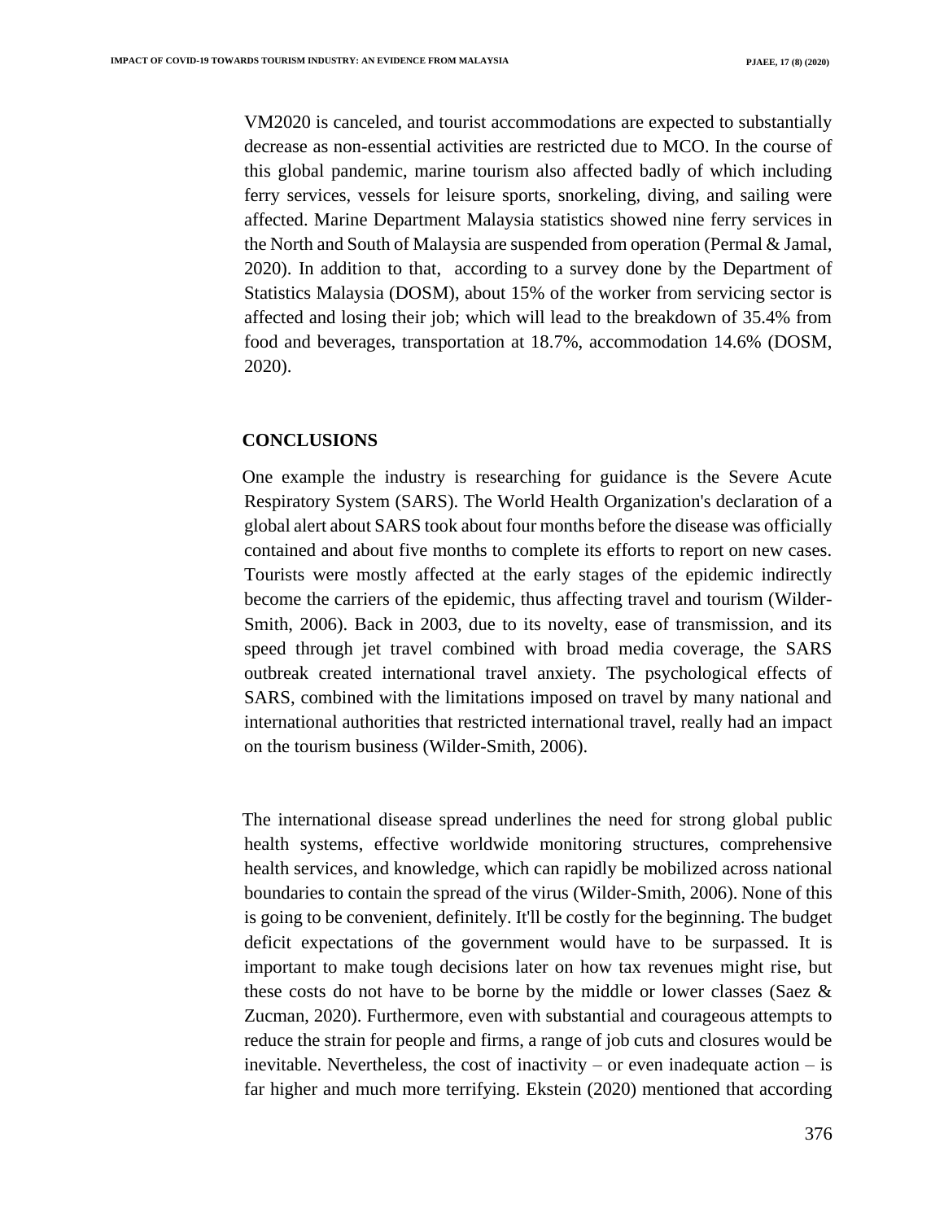VM2020 is canceled, and tourist accommodations are expected to substantially decrease as non-essential activities are restricted due to MCO. In the course of this global pandemic, marine tourism also affected badly of which including ferry services, vessels for leisure sports, snorkeling, diving, and sailing were affected. Marine Department Malaysia statistics showed nine ferry services in the North and South of Malaysia are suspended from operation (Permal & Jamal, 2020). In addition to that, according to a survey done by the Department of Statistics Malaysia (DOSM), about 15% of the worker from servicing sector is affected and losing their job; which will lead to the breakdown of 35.4% from food and beverages, transportation at 18.7%, accommodation 14.6% (DOSM, 2020).

## CONCLUSIONS

One example the industry is researching for guidance is the Severe Acute Respiratory System (SARS). The World Health Organization's declaration of a global alert about SARS took about four months before the disease was officially contained and about five months to complete its efforts to report on new cases. Tourists were mostly affected at the early stages of the epidemic indirectly become the carriers of the epidemic, thus affecting travel and tourism (Wilder-Smith, 2006). Back in 2003, due to its novelty, ease of transmission, and its speed through jet travel combined with broad media coverage, the SARS outbreak created international travel anxiety. The psychological effects of SARS, combined with the limitations imposed on travel by many national and international authorities that restricted international travel, really had an impact on the tourism business (Wilder-Smith, 2006).

The international disease spread underlines the need for strong global public health systems, effective worldwide monitoring structures, comprehensive health services, and knowledge, which can rapidly be mobilized across national boundaries to contain the spread of the virus (Wilder-Smith, 2006). None of this is going to be convenient, definitely. It'll be costly for the beginning. The budget deficit expectations of the government would have to be surpassed. It is important to make tough decisions later on how tax revenues might rise, but these costs do not have to be borne by the middle or lower classes (Saez & Zucman, 2020). Furthermore, even with substantial and courageous attempts to reduce the strain for people and firms, a range of job cuts and closures would be inevitable. Nevertheless, the cost of inactivity – or even inadequate action – is far higher and much more terrifying. Ekstein (2020) mentioned that according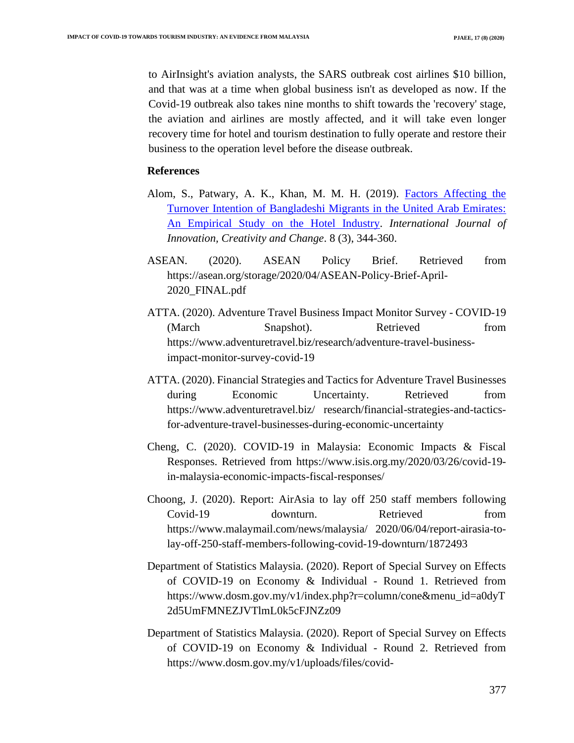to AirInsight's aviation analysts, the SARS outbreak cost airlines $10 billion, and that was at a time when global business isn't as developed as now. If the Covid-19 outbreak also takes nine months to shift towards the 'recovery' stage, the aviation and airlines are mostly affected, and it will take even longer recovery time for hotel and tourism destination to fully operate and restore their business to the operation level before the disease outbreak.

**References**

Alom, S., Patwary, A. K., Khan, M. M. H. (2019). Factors Affecting the Turnover Intention of Bangladeshi Migrants in the United Arab Emirates: An Empirical Study on the Hotel Industry. *International Journal of Innovation, Creativity and Change*. 8 (3), 344-360.

ASEAN. (2020). ASEAN Policy Brief. Retrieved from https://asean.org/storage/2020/04/ASEAN-Policy-Brief-April-2020_FINAL.pdf

ATTA. (2020). Adventure Travel Business Impact Monitor Survey - COVID-19 (March Snapshot). Retrieved from https://www.adventuretravel.biz/research/adventure-travel-business-impact-monitor-survey-covid-19

ATTA. (2020). Financial Strategies and Tactics for Adventure Travel Businesses during Economic Uncertainty. Retrieved from https://www.adventuretravel.biz/ research/financial-strategies-and-tactics-for-adventure-travel-businesses-during-economic-uncertainty

Cheng, C. (2020). COVID-19 in Malaysia: Economic Impacts & Fiscal Responses. Retrieved from https://www.isis.org.my/2020/03/26/covid-19-in-malaysia-economic-impacts-fiscal-responses/

Choong, J. (2020). Report: AirAsia to lay off 250 staff members following Covid-19 downturn. Retrieved from https://www.malaymail.com/news/malaysia/ 2020/06/04/report-airasia-to-lay-off-250-staff-members-following-covid-19-downturn/1872493

Department of Statistics Malaysia. (2020). Report of Special Survey on Effects of COVID-19 on Economy & Individual - Round 1. Retrieved from https://www.dosm.gov.my/v1/index.php?r=column/cone&menu_id=a0dyT2d5UmFMNEZJVTlmL0k5cFJNZz09

Department of Statistics Malaysia. (2020). Report of Special Survey on Effects of COVID-19 on Economy & Individual - Round 2. Retrieved from https://www.dosm.gov.my/v1/uploads/files/covid-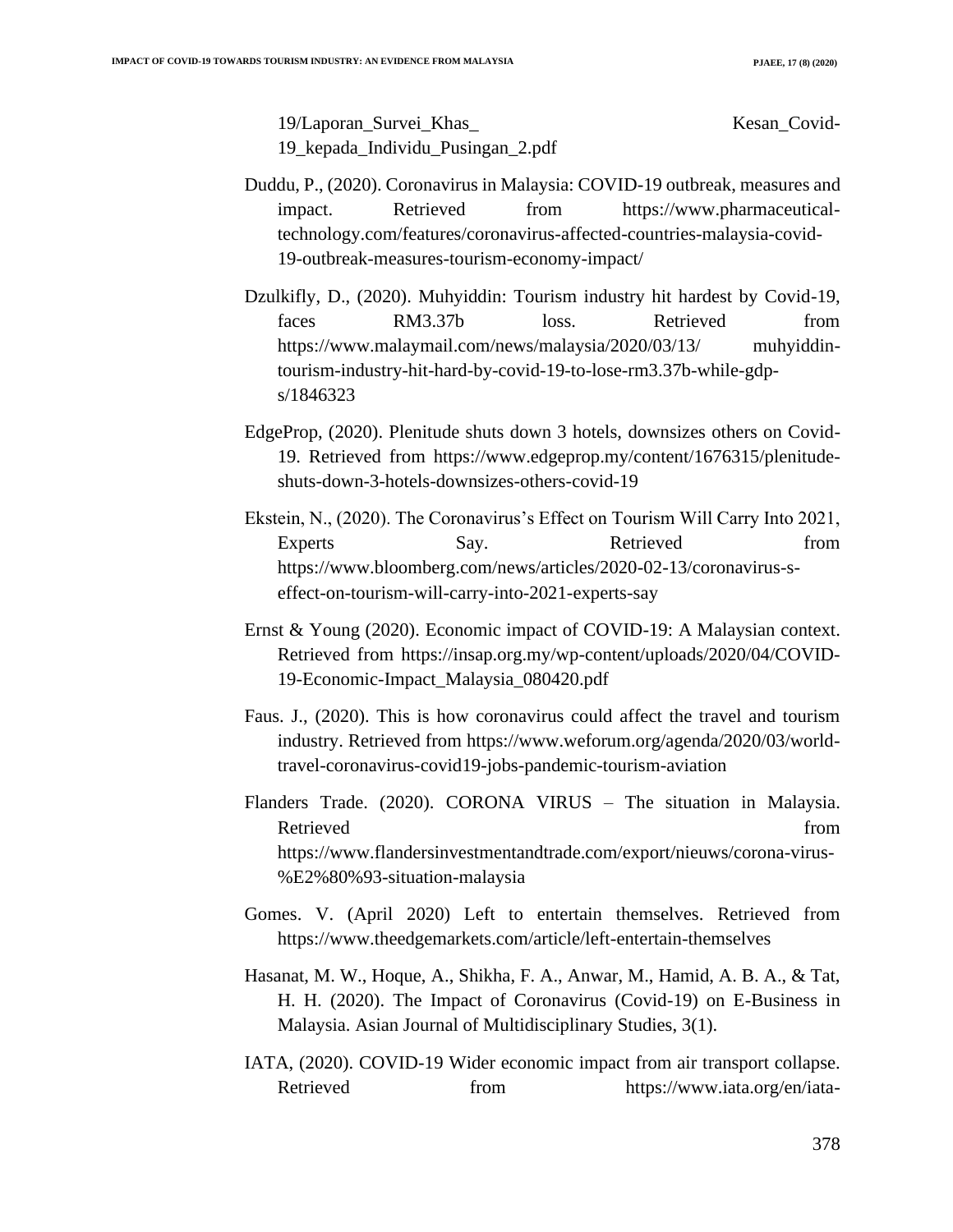19/Laporan_Survei_Khas_ Kesan_Covid-19_kepada_Individu_Pusingan_2.pdf

Duddu, P., (2020). Coronavirus in Malaysia: COVID-19 outbreak, measures and impact. Retrieved from https://www.pharmaceutical-technology.com/features/coronavirus-affected-countries-malaysia-covid-19-outbreak-measures-tourism-economy-impact/

Dzulkifly, D., (2020). Muhyiddin: Tourism industry hit hardest by Covid-19, faces RM3.37b loss. Retrieved from https://www.malaymail.com/news/malaysia/2020/03/13/ muhyiddin-tourism-industry-hit-hard-by-covid-19-to-lose-rm3.37b-while-gdp-s/1846323

EdgeProp, (2020). Plenitude shuts down 3 hotels, downsizes others on Covid-19. Retrieved from https://www.edgeprop.my/content/1676315/plenitude-shuts-down-3-hotels-downsizes-others-covid-19

Ekstein, N., (2020). The Coronavirus's Effect on Tourism Will Carry Into 2021, Experts Say. Retrieved from https://www.bloomberg.com/news/articles/2020-02-13/coronavirus-s-effect-on-tourism-will-carry-into-2021-experts-say

Ernst & Young (2020). Economic impact of COVID-19: A Malaysian context. Retrieved from https://insap.org.my/wp-content/uploads/2020/04/COVID-19-Economic-Impact_Malaysia_080420.pdf

Faus. J., (2020). This is how coronavirus could affect the travel and tourism industry. Retrieved from https://www.weforum.org/agenda/2020/03/world-travel-coronavirus-covid19-jobs-pandemic-tourism-aviation

Flanders Trade. (2020). CORONA VIRUS – The situation in Malaysia. Retrieved from https://www.flandersinvestmentandtrade.com/export/nieuws/corona-virus-%E2%80%93-situation-malaysia

Gomes. V. (April 2020) Left to entertain themselves. Retrieved from https://www.theedgemarkets.com/article/left-entertain-themselves

Hasanat, M. W., Hoque, A., Shikha, F. A., Anwar, M., Hamid, A. B. A., & Tat, H. H. (2020). The Impact of Coronavirus (Covid-19) on E-Business in Malaysia. Asian Journal of Multidisciplinary Studies, 3(1).

IATA, (2020). COVID-19 Wider economic impact from air transport collapse. Retrieved from https://www.iata.org/en/iata-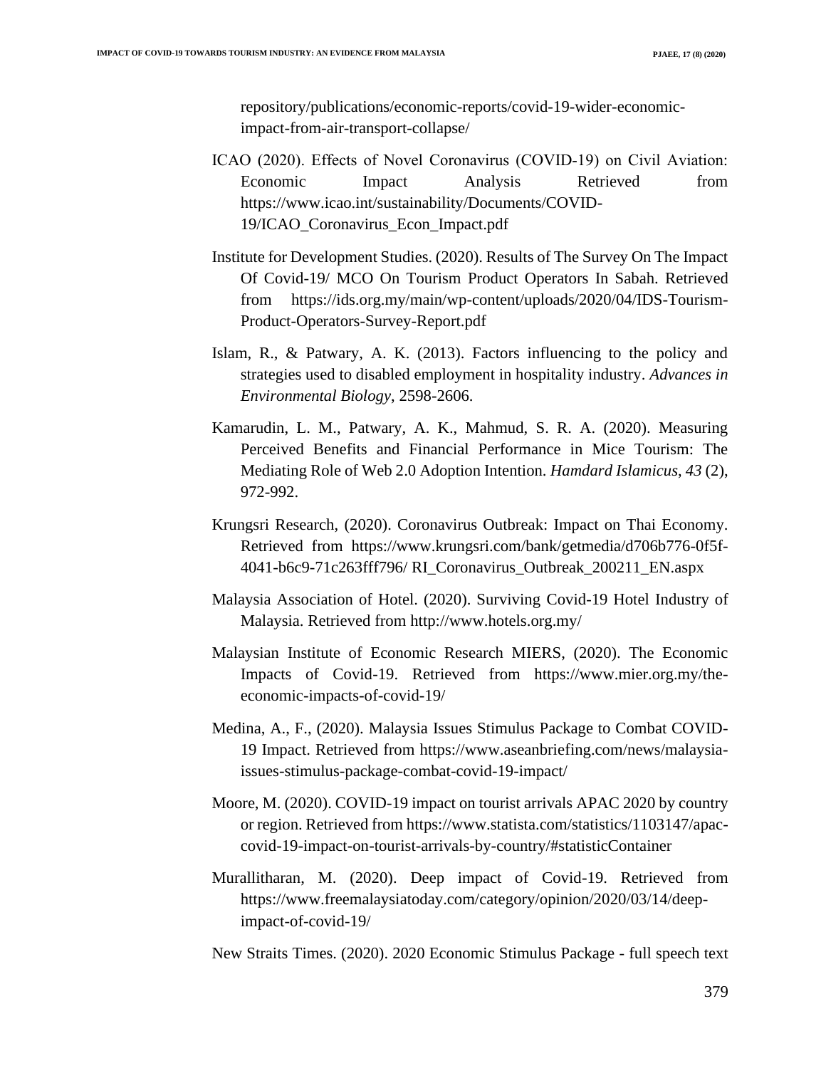repository/publications/economic-reports/covid-19-wider-economic-impact-from-air-transport-collapse/

ICAO (2020). Effects of Novel Coronavirus (COVID-19) on Civil Aviation: Economic Impact Analysis Retrieved from https://www.icao.int/sustainability/Documents/COVID-19/ICAO_Coronavirus_Econ_Impact.pdf

Institute for Development Studies. (2020). Results of The Survey On The Impact Of Covid-19/ MCO On Tourism Product Operators In Sabah. Retrieved from https://ids.org.my/main/wp-content/uploads/2020/04/IDS-Tourism-Product-Operators-Survey-Report.pdf

Islam, R., & Patwary, A. K. (2013). Factors influencing to the policy and strategies used to disabled employment in hospitality industry. *Advances in Environmental Biology*, 2598-2606.

Kamarudin, L. M., Patwary, A. K., Mahmud, S. R. A. (2020). Measuring Perceived Benefits and Financial Performance in Mice Tourism: The Mediating Role of Web 2.0 Adoption Intention. *Hamdard Islamicus*, *43* (2), 972-992.

Krungsri Research, (2020). Coronavirus Outbreak: Impact on Thai Economy. Retrieved from https://www.krungsri.com/bank/getmedia/d706b776-0f5f-4041-b6c9-71c263fff796/ RI_Coronavirus_Outbreak_200211_EN.aspx

Malaysia Association of Hotel. (2020). Surviving Covid-19 Hotel Industry of Malaysia. Retrieved from http://www.hotels.org.my/

Malaysian Institute of Economic Research MIERS, (2020). The Economic Impacts of Covid-19. Retrieved from https://www.mier.org.my/the-economic-impacts-of-covid-19/

Medina, A., F., (2020). Malaysia Issues Stimulus Package to Combat COVID-19 Impact. Retrieved from https://www.aseanbriefing.com/news/malaysia-issues-stimulus-package-combat-covid-19-impact/

Moore, M. (2020). COVID-19 impact on tourist arrivals APAC 2020 by country or region. Retrieved from https://www.statista.com/statistics/1103147/apac-covid-19-impact-on-tourist-arrivals-by-country/#statisticContainer

Murallitharan, M. (2020). Deep impact of Covid-19. Retrieved from https://www.freemalaysiatoday.com/category/opinion/2020/03/14/deep-impact-of-covid-19/

New Straits Times. (2020). 2020 Economic Stimulus Package - full speech text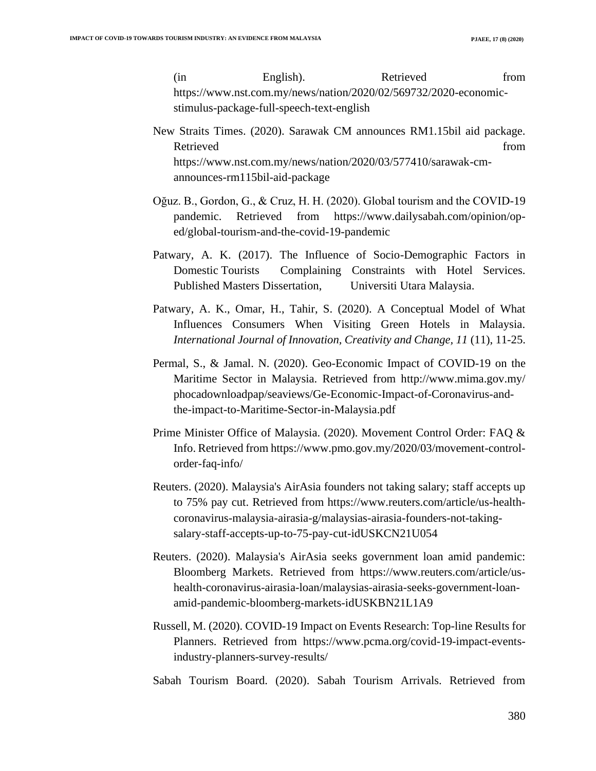(in English). Retrieved from https://www.nst.com.my/news/nation/2020/02/569732/2020-economic-stimulus-package-full-speech-text-english

New Straits Times. (2020). Sarawak CM announces RM1.15bil aid package. Retrieved from https://www.nst.com.my/news/nation/2020/03/577410/sarawak-cm-announces-rm115bil-aid-package

Oğuz. B., Gordon, G., & Cruz, H. H. (2020). Global tourism and the COVID-19 pandemic. Retrieved from https://www.dailysabah.com/opinion/op-ed/global-tourism-and-the-covid-19-pandemic

Patwary, A. K. (2017). The Influence of Socio-Demographic Factors in Domestic Tourists Complaining Constraints with Hotel Services. Published Masters Dissertation, Universiti Utara Malaysia.

Patwary, A. K., Omar, H., Tahir, S. (2020). A Conceptual Model of What Influences Consumers When Visiting Green Hotels in Malaysia. *International Journal of Innovation, Creativity and Change, 11* (11), 11-25.

Permal, S., & Jamal. N. (2020). Geo-Economic Impact of COVID-19 on the Maritime Sector in Malaysia. Retrieved from http://www.mima.gov.my/phocadownloadpap/seaviews/Ge-Economic-Impact-of-Coronavirus-and-the-impact-to-Maritime-Sector-in-Malaysia.pdf

Prime Minister Office of Malaysia. (2020). Movement Control Order: FAQ & Info. Retrieved from https://www.pmo.gov.my/2020/03/movement-control-order-faq-info/

Reuters. (2020). Malaysia's AirAsia founders not taking salary; staff accepts up to 75% pay cut. Retrieved from https://www.reuters.com/article/us-health-coronavirus-malaysia-airasia-g/malaysias-airasia-founders-not-taking-salary-staff-accepts-up-to-75-pay-cut-idUSKCN21U054

Reuters. (2020). Malaysia's AirAsia seeks government loan amid pandemic: Bloomberg Markets. Retrieved from https://www.reuters.com/article/us-health-coronavirus-airasia-loan/malaysias-airasia-seeks-government-loan-amid-pandemic-bloomberg-markets-idUSKBN21L1A9

Russell, M. (2020). COVID-19 Impact on Events Research: Top-line Results for Planners. Retrieved from https://www.pcma.org/covid-19-impact-events-industry-planners-survey-results/

Sabah Tourism Board. (2020). Sabah Tourism Arrivals. Retrieved from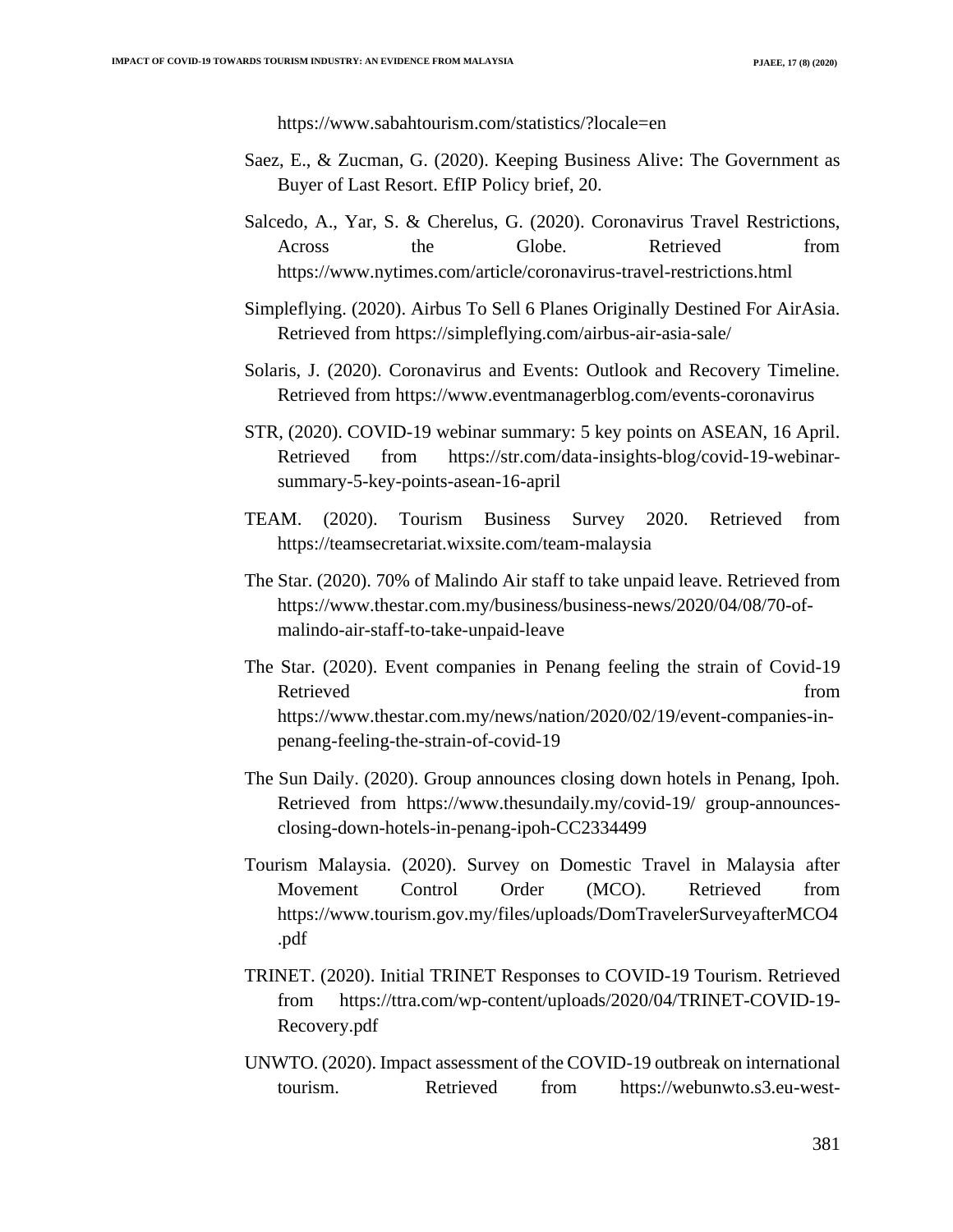https://www.sabahtourism.com/statistics/?locale=en

Saez, E., & Zucman, G. (2020). Keeping Business Alive: The Government as Buyer of Last Resort. EfIP Policy brief, 20.

Salcedo, A., Yar, S. & Cherelus, G. (2020). Coronavirus Travel Restrictions, Across the Globe. Retrieved from https://www.nytimes.com/article/coronavirus-travel-restrictions.html

Simpleflying. (2020). Airbus To Sell 6 Planes Originally Destined For AirAsia. Retrieved from https://simpleflying.com/airbus-air-asia-sale/

Solaris, J. (2020). Coronavirus and Events: Outlook and Recovery Timeline. Retrieved from https://www.eventmanagerblog.com/events-coronavirus

STR, (2020). COVID-19 webinar summary: 5 key points on ASEAN, 16 April. Retrieved from https://str.com/data-insights-blog/covid-19-webinar-summary-5-key-points-asean-16-april

TEAM. (2020). Tourism Business Survey 2020. Retrieved from https://teamsecretariat.wixsite.com/team-malaysia

The Star. (2020). 70% of Malindo Air staff to take unpaid leave. Retrieved from https://www.thestar.com.my/business/business-news/2020/04/08/70-of-malindo-air-staff-to-take-unpaid-leave

The Star. (2020). Event companies in Penang feeling the strain of Covid-19 Retrieved from https://www.thestar.com.my/news/nation/2020/02/19/event-companies-in-penang-feeling-the-strain-of-covid-19

The Sun Daily. (2020). Group announces closing down hotels in Penang, Ipoh. Retrieved from https://www.thesundaily.my/covid-19/ group-announces-closing-down-hotels-in-penang-ipoh-CC2334499

Tourism Malaysia. (2020). Survey on Domestic Travel in Malaysia after Movement Control Order (MCO). Retrieved from https://www.tourism.gov.my/files/uploads/DomTravelerSurveyafterMCO4.pdf

TRINET. (2020). Initial TRINET Responses to COVID-19 Tourism. Retrieved from https://ttra.com/wp-content/uploads/2020/04/TRINET-COVID-19-Recovery.pdf

UNWTO. (2020). Impact assessment of the COVID-19 outbreak on international tourism. Retrieved from https://webunwto.s3.eu-west-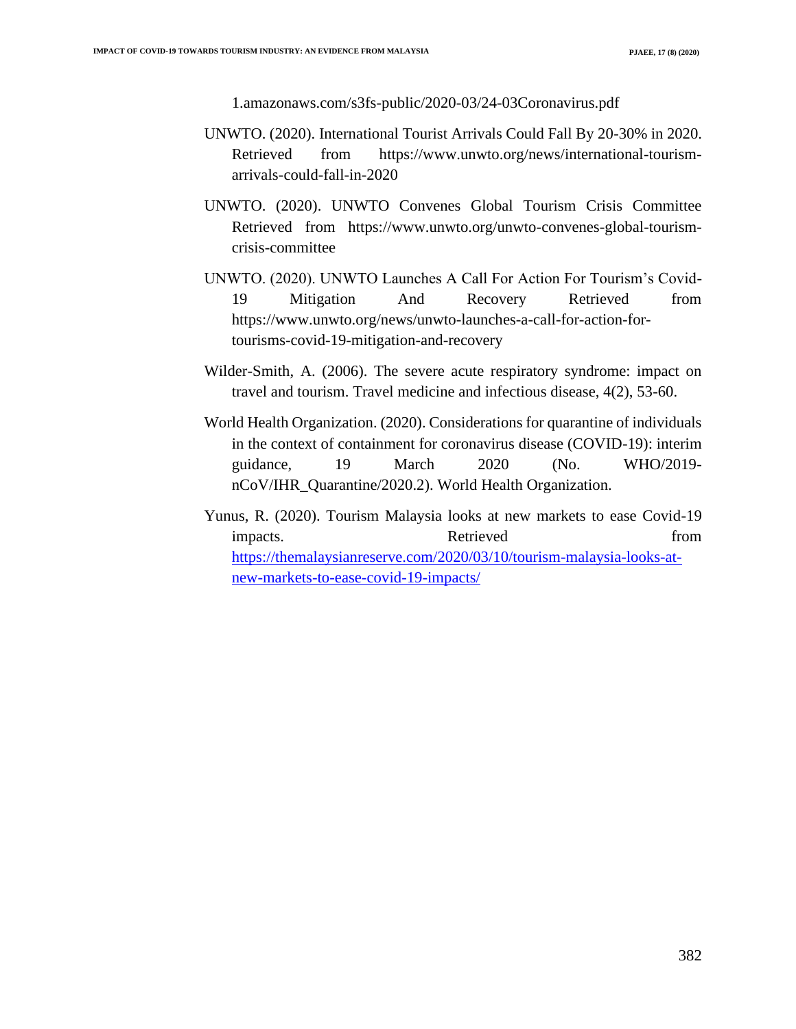1.amazonaws.com/s3fs-public/2020-03/24-03Coronavirus.pdf

UNWTO. (2020). International Tourist Arrivals Could Fall By 20-30% in 2020. Retrieved from https://www.unwto.org/news/international-tourism-arrivals-could-fall-in-2020

UNWTO. (2020). UNWTO Convenes Global Tourism Crisis Committee Retrieved from https://www.unwto.org/unwto-convenes-global-tourism-crisis-committee

UNWTO. (2020). UNWTO Launches A Call For Action For Tourism's Covid-19 Mitigation And Recovery Retrieved from https://www.unwto.org/news/unwto-launches-a-call-for-action-for-tourisms-covid-19-mitigation-and-recovery

Wilder-Smith, A. (2006). The severe acute respiratory syndrome: impact on travel and tourism. Travel medicine and infectious disease, 4(2), 53-60.

World Health Organization. (2020). Considerations for quarantine of individuals in the context of containment for coronavirus disease (COVID-19): interim guidance, 19 March 2020 (No. WHO/2019-nCoV/IHR_Quarantine/2020.2). World Health Organization.

Yunus, R. (2020). Tourism Malaysia looks at new markets to ease Covid-19 impacts. Retrieved from https://themalaysianreserve.com/2020/03/10/tourism-malaysia-looks-at-new-markets-to-ease-covid-19-impacts/